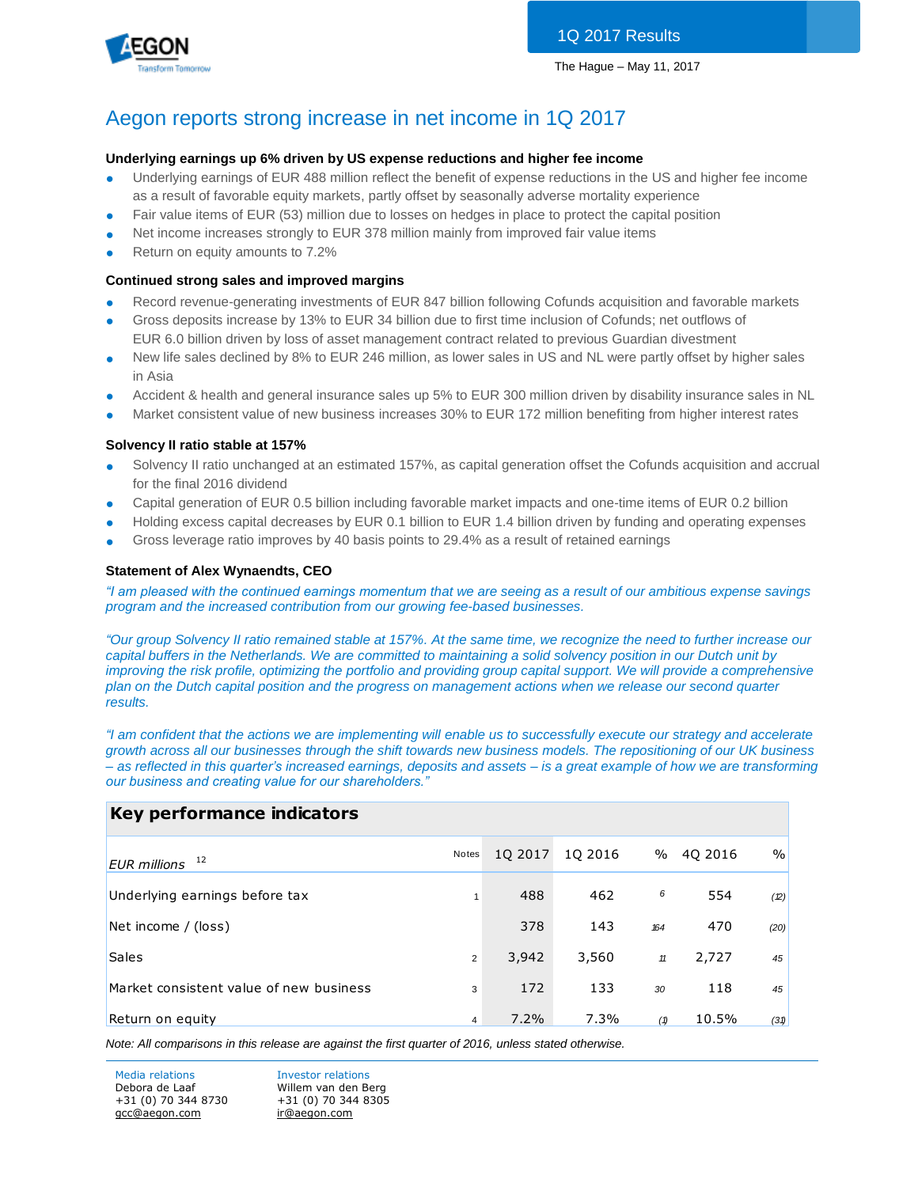1Q 2017 Results

The Hague – May 11, 2017

# Aegon reports strong increase in net income in 1Q 2017

**Underlying earnings up 6% driven by US expense reductions and higher fee income**

- Underlying earnings of EUR 488 million reflect the benefit of expense reductions in the US and higher fee income as a result of favorable equity markets, partly offset by seasonally adverse mortality experience
- Fair value items of EUR (53) million due to losses on hedges in place to protect the capital position
- Net income increases strongly to EUR 378 million mainly from improved fair value items
- Return on equity amounts to 7.2%

**Continued strong sales and improved margins**

- Record revenue-generating investments of EUR 847 billion following Cofunds acquisition and favorable markets
- Gross deposits increase by 13% to EUR 34 billion due to first time inclusion of Cofunds; net outflows of EUR 6.0 billion driven by loss of asset management contract related to previous Guardian divestment
- New life sales declined by 8% to EUR 246 million, as lower sales in US and NL were partly offset by higher sales in Asia
- Accident & health and general insurance sales up 5% to EUR 300 million driven by disability insurance sales in NL
- Market consistent value of new business increases 30% to EUR 172 million benefiting from higher interest rates

**Solvency II ratio stable at 157%**

- Solvency II ratio unchanged at an estimated 157%, as capital generation offset the Cofunds acquisition and accrual for the final 2016 dividend
- Capital generation of EUR 0.5 billion including favorable market impacts and one-time items of EUR 0.2 billion
- Holding excess capital decreases by EUR 0.1 billion to EUR 1.4 billion driven by funding and operating expenses
- Gross leverage ratio improves by 40 basis points to 29.4% as a result of retained earnings

**Statement of Alex Wynaendts, CEO**

*"I am pleased with the continued earnings momentum that we are seeing as a result of our ambitious expense savings program and the increased contribution from our growing fee-based businesses.*

*"Our group Solvency II ratio remained stable at 157%. At the same time, we recognize the need to further increase our capital buffers in the Netherlands. We are committed to maintaining a solid solvency position in our Dutch unit by improving the risk profile, optimizing the portfolio and providing group capital support. We will provide a comprehensive plan on the Dutch capital position and the progress on management actions when we release our second quarter results.*

*"I am confident that the actions we are implementing will enable us to successfully execute our strategy and accelerate growth across all our businesses through the shift towards new business models. The repositioning of our UK business – as reflected in this quarter's increased earnings, deposits and assets – is a great example of how we are transforming our business and creating value for our shareholders."*

**Key performance indicators**

| EUR millions [12] | Notes | 1Q 2017 | 1Q 2016 | % | 4Q 2016 | % |
|---|---|---|---|---|---|---|
| Underlying earnings before tax | 1 | 488 | 462 | 6 | 554 | (12) |
| Net income / (loss) | | 378 | 143 | 164 | 470 | (20) |
| Sales | 2 | 3,942 | 3,560 | 11 | 2,727 | 45 |
| Market consistent value of new business | 3 | 172 | 133 | 30 | 118 | 45 |
| Return on equity | 4 | 7.2% | 7.3% | (1) | 10.5% | (31) |

*Note: All comparisons in this release are against the first quarter of 2016, unless stated otherwise.*

Media relations
Debora de Laaf
+31 (0) 70 344 8730
gcc@aegon.com

Investor relations
Willem van den Berg
+31 (0) 70 344 8305
ir@aegon.com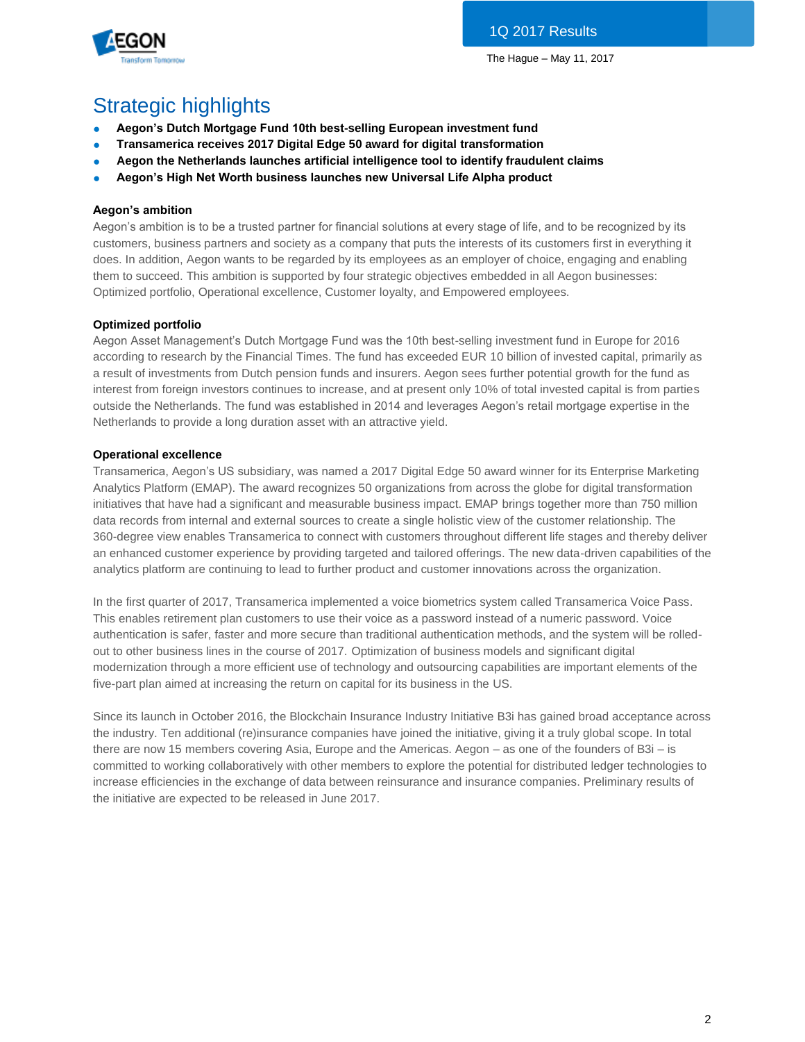## Strategic highlights

- **Aegon's Dutch Mortgage Fund 10th best-selling European investment fund**
- **Transamerica receives 2017 Digital Edge 50 award for digital transformation**
- **Aegon the Netherlands launches artificial intelligence tool to identify fraudulent claims**
- **Aegon's High Net Worth business launches new Universal Life Alpha product**

**Aegon's ambition**

Aegon's ambition is to be a trusted partner for financial solutions at every stage of life, and to be recognized by its customers, business partners and society as a company that puts the interests of its customers first in everything it does. In addition, Aegon wants to be regarded by its employees as an employer of choice, engaging and enabling them to succeed. This ambition is supported by four strategic objectives embedded in all Aegon businesses: Optimized portfolio, Operational excellence, Customer loyalty, and Empowered employees.

**Optimized portfolio**

Aegon Asset Management's Dutch Mortgage Fund was the 10th best-selling investment fund in Europe for 2016 according to research by the Financial Times. The fund has exceeded EUR 10 billion of invested capital, primarily as a result of investments from Dutch pension funds and insurers. Aegon sees further potential growth for the fund as interest from foreign investors continues to increase, and at present only 10% of total invested capital is from parties outside the Netherlands. The fund was established in 2014 and leverages Aegon's retail mortgage expertise in the Netherlands to provide a long duration asset with an attractive yield.

**Operational excellence**

Transamerica, Aegon's US subsidiary, was named a 2017 Digital Edge 50 award winner for its Enterprise Marketing Analytics Platform (EMAP). The award recognizes 50 organizations from across the globe for digital transformation initiatives that have had a significant and measurable business impact. EMAP brings together more than 750 million data records from internal and external sources to create a single holistic view of the customer relationship. The 360-degree view enables Transamerica to connect with customers throughout different life stages and thereby deliver an enhanced customer experience by providing targeted and tailored offerings. The new data-driven capabilities of the analytics platform are continuing to lead to further product and customer innovations across the organization.

In the first quarter of 2017, Transamerica implemented a voice biometrics system called Transamerica Voice Pass. This enables retirement plan customers to use their voice as a password instead of a numeric password. Voice authentication is safer, faster and more secure than traditional authentication methods, and the system will be rolled-out to other business lines in the course of 2017. Optimization of business models and significant digital modernization through a more efficient use of technology and outsourcing capabilities are important elements of the five-part plan aimed at increasing the return on capital for its business in the US.

Since its launch in October 2016, the Blockchain Insurance Industry Initiative B3i has gained broad acceptance across the industry. Ten additional (re)insurance companies have joined the initiative, giving it a truly global scope. In total there are now 15 members covering Asia, Europe and the Americas. Aegon – as one of the founders of B3i – is committed to working collaboratively with other members to explore the potential for distributed ledger technologies to increase efficiencies in the exchange of data between reinsurance and insurance companies. Preliminary results of the initiative are expected to be released in June 2017.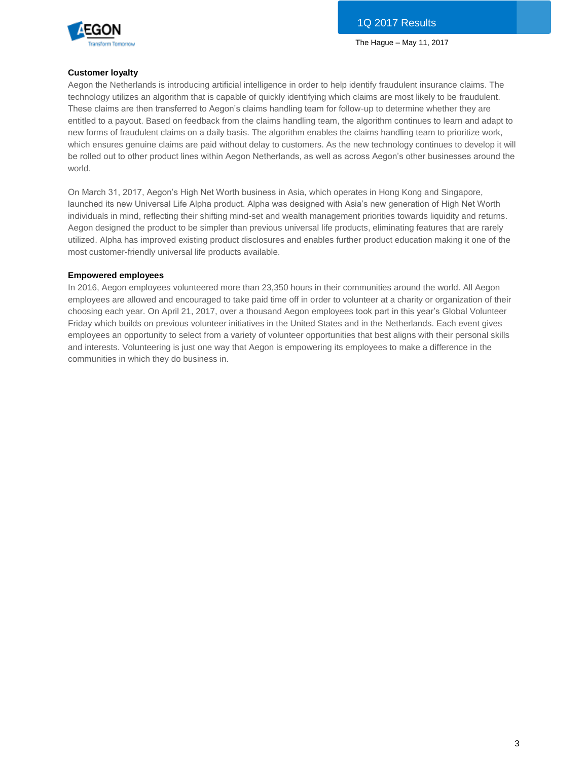**Customer loyalty**

Aegon the Netherlands is introducing artificial intelligence in order to help identify fraudulent insurance claims. The technology utilizes an algorithm that is capable of quickly identifying which claims are most likely to be fraudulent. These claims are then transferred to Aegon's claims handling team for follow-up to determine whether they are entitled to a payout. Based on feedback from the claims handling team, the algorithm continues to learn and adapt to new forms of fraudulent claims on a daily basis. The algorithm enables the claims handling team to prioritize work, which ensures genuine claims are paid without delay to customers. As the new technology continues to develop it will be rolled out to other product lines within Aegon Netherlands, as well as across Aegon's other businesses around the world.

On March 31, 2017, Aegon's High Net Worth business in Asia, which operates in Hong Kong and Singapore, launched its new Universal Life Alpha product. Alpha was designed with Asia's new generation of High Net Worth individuals in mind, reflecting their shifting mind-set and wealth management priorities towards liquidity and returns. Aegon designed the product to be simpler than previous universal life products, eliminating features that are rarely utilized. Alpha has improved existing product disclosures and enables further product education making it one of the most customer-friendly universal life products available.

**Empowered employees**

In 2016, Aegon employees volunteered more than 23,350 hours in their communities around the world. All Aegon employees are allowed and encouraged to take paid time off in order to volunteer at a charity or organization of their choosing each year. On April 21, 2017, over a thousand Aegon employees took part in this year's Global Volunteer Friday which builds on previous volunteer initiatives in the United States and in the Netherlands. Each event gives employees an opportunity to select from a variety of volunteer opportunities that best aligns with their personal skills and interests. Volunteering is just one way that Aegon is empowering its employees to make a difference in the communities in which they do business in.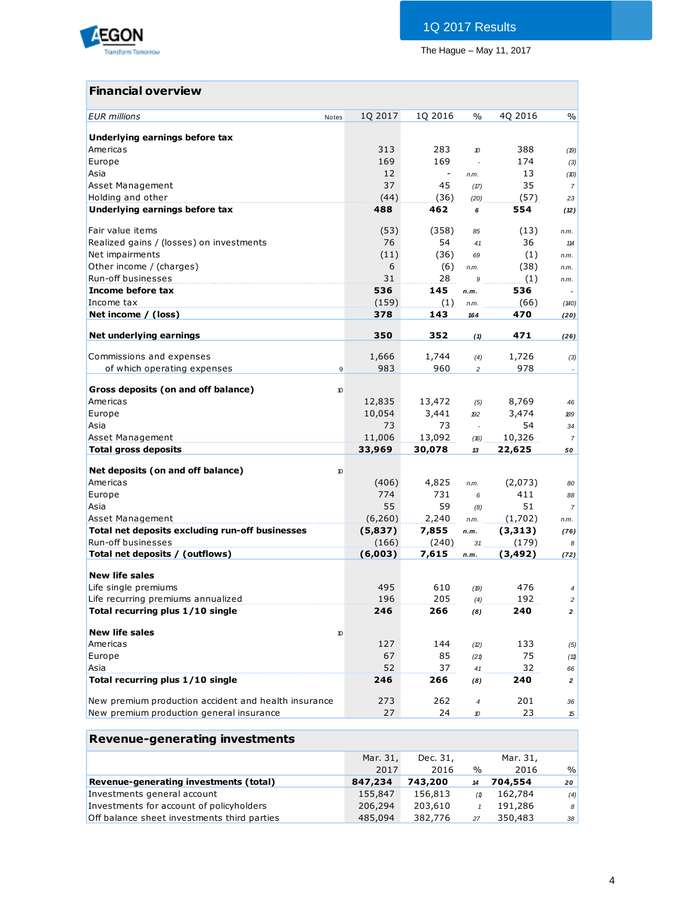## Financial overview

| EUR millions | Notes | 1Q 2017 | 1Q 2016 | % | 4Q 2016 | % |
|---|---|---|---|---|---|---|
| **Underlying earnings before tax** | | | | | | |
| Americas | | 313 | 283 | 10 | 388 | (19) |
| Europe | | 169 | 169 | - | 174 | (3) |
| Asia | | 12 | - | n.m. | 13 | (10) |
| Asset Management | | 37 | 45 | (17) | 35 | 7 |
| Holding and other | | (44) | (36) | (20) | (57) | 23 |
| **Underlying earnings before tax** | | **488** | **462** | **6** | **554** | **(12)** |
| | | | | | | |
| Fair value items | | (53) | (358) | 85 | (13) | n.m. |
| Realized gains / (losses) on investments | | 76 | 54 | 41 | 36 | 114 |
| Net impairments | | (11) | (36) | 69 | (1) | n.m. |
| Other income / (charges) | | 6 | (6) | n.m. | (38) | n.m. |
| Run-off businesses | | 31 | 28 | 9 | (1) | n.m. |
| **Income before tax** | | **536** | **145** | **n.m.** | **536** | **-** |
| Income tax | | (159) | (1) | n.m. | (66) | (140) |
| **Net income / (loss)** | | **378** | **143** | **164** | **470** | **(20)** |
| | | | | | | |
| **Net underlying earnings** | | **350** | **352** | **(1)** | **471** | **(26)** |
| | | | | | | |
| Commissions and expenses | | 1,666 | 1,744 | (4) | 1,726 | (3) |
| of which operating expenses | 9 | 983 | 960 | 2 | 978 | - |
| | | | | | | |
| **Gross deposits (on and off balance)** | 10 | | | | | |
| Americas | | 12,835 | 13,472 | (5) | 8,769 | 46 |
| Europe | | 10,054 | 3,441 | 192 | 3,474 | 189 |
| Asia | | 73 | 73 | - | 54 | 34 |
| Asset Management | | 11,006 | 13,092 | (16) | 10,326 | 7 |
| **Total gross deposits** | | **33,969** | **30,078** | **13** | **22,625** | **50** |
| | | | | | | |
| **Net deposits (on and off balance)** | 10 | | | | | |
| Americas | | (406) | 4,825 | n.m. | (2,073) | 80 |
| Europe | | 774 | 731 | 6 | 411 | 88 |
| Asia | | 55 | 59 | (8) | 51 | 7 |
| Asset Management | | (6,260) | 2,240 | n.m. | (1,702) | n.m. |
| **Total net deposits excluding run-off businesses** | | **(5,837)** | **7,855** | **n.m.** | **(3,313)** | **(76)** |
| Run-off businesses | | (166) | (240) | 31 | (179) | 8 |
| **Total net deposits / (outflows)** | | **(6,003)** | **7,615** | **n.m.** | **(3,492)** | **(72)** |
| | | | | | | |
| **New life sales** | | | | | | |
| Life single premiums | | 495 | 610 | (19) | 476 | 4 |
| Life recurring premiums annualized | | 196 | 205 | (4) | 192 | 2 |
| **Total recurring plus 1/10 single** | | **246** | **266** | **(8)** | **240** | **2** |
| | | | | | | |
| **New life sales** | 10 | | | | | |
| Americas | | 127 | 144 | (12) | 133 | (5) |
| Europe | | 67 | 85 | (21) | 75 | (11) |
| Asia | | 52 | 37 | 41 | 32 | 66 |
| **Total recurring plus 1/10 single** | | **246** | **266** | **(8)** | **240** | **2** |
| | | | | | | |
| New premium production accident and health insurance | | 273 | 262 | 4 | 201 | 36 |
| New premium production general insurance | | 27 | 24 | 10 | 23 | 15 |

## Revenue-generating investments

| | Mar. 31, 2017 | Dec. 31, 2016 | % | Mar. 31, 2016 | % |
|---|---|---|---|---|---|
| **Revenue-generating investments (total)** | **847,234** | **743,200** | **14** | **704,554** | **20** |
| Investments general account | 155,847 | 156,813 | (1) | 162,784 | (4) |
| Investments for account of policyholders | 206,294 | 203,610 | 1 | 191,286 | 8 |
| Off balance sheet investments third parties | 485,094 | 382,776 | 27 | 350,483 | 38 |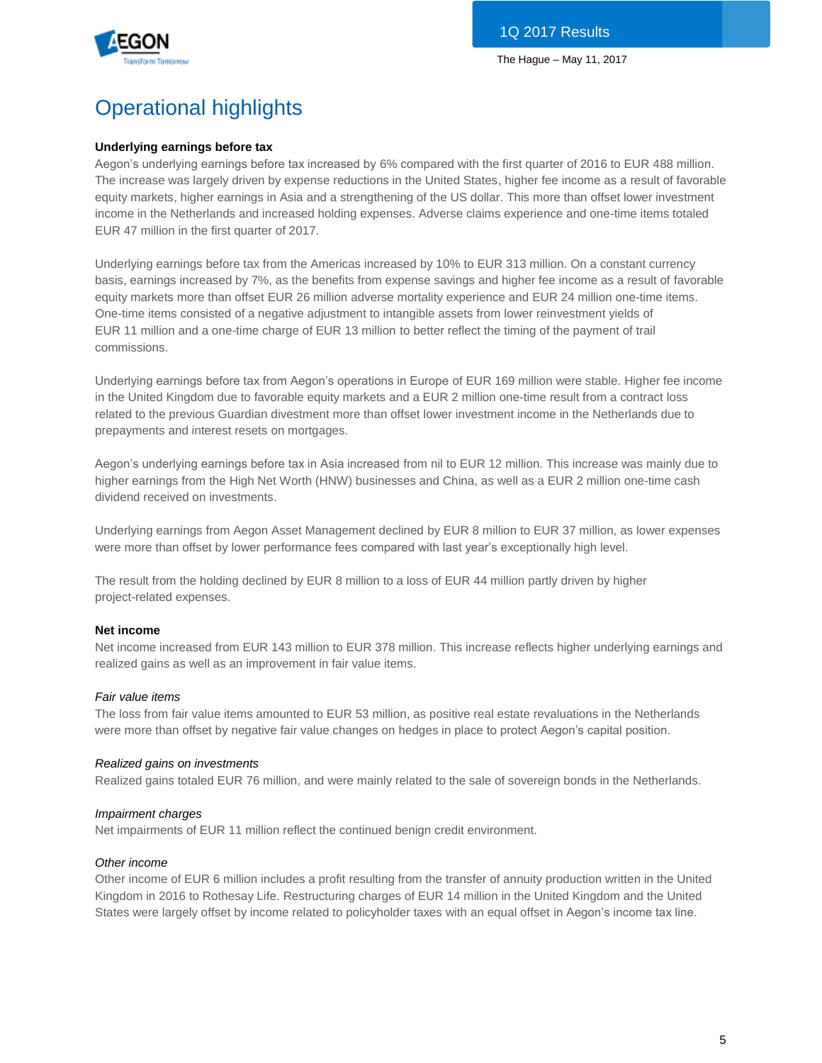# Operational highlights

**Underlying earnings before tax**

Aegon's underlying earnings before tax increased by 6% compared with the first quarter of 2016 to EUR 488 million. The increase was largely driven by expense reductions in the United States, higher fee income as a result of favorable equity markets, higher earnings in Asia and a strengthening of the US dollar. This more than offset lower investment income in the Netherlands and increased holding expenses. Adverse claims experience and one-time items totaled EUR 47 million in the first quarter of 2017.

Underlying earnings before tax from the Americas increased by 10% to EUR 313 million. On a constant currency basis, earnings increased by 7%, as the benefits from expense savings and higher fee income as a result of favorable equity markets more than offset EUR 26 million adverse mortality experience and EUR 24 million one-time items. One-time items consisted of a negative adjustment to intangible assets from lower reinvestment yields of EUR 11 million and a one-time charge of EUR 13 million to better reflect the timing of the payment of trail commissions.

Underlying earnings before tax from Aegon's operations in Europe of EUR 169 million were stable. Higher fee income in the United Kingdom due to favorable equity markets and a EUR 2 million one-time result from a contract loss related to the previous Guardian divestment more than offset lower investment income in the Netherlands due to prepayments and interest resets on mortgages.

Aegon's underlying earnings before tax in Asia increased from nil to EUR 12 million. This increase was mainly due to higher earnings from the High Net Worth (HNW) businesses and China, as well as a EUR 2 million one-time cash dividend received on investments.

Underlying earnings from Aegon Asset Management declined by EUR 8 million to EUR 37 million, as lower expenses were more than offset by lower performance fees compared with last year's exceptionally high level.

The result from the holding declined by EUR 8 million to a loss of EUR 44 million partly driven by higher project-related expenses.

**Net income**

Net income increased from EUR 143 million to EUR 378 million. This increase reflects higher underlying earnings and realized gains as well as an improvement in fair value items.

*Fair value items*

The loss from fair value items amounted to EUR 53 million, as positive real estate revaluations in the Netherlands were more than offset by negative fair value changes on hedges in place to protect Aegon's capital position.

*Realized gains on investments*

Realized gains totaled EUR 76 million, and were mainly related to the sale of sovereign bonds in the Netherlands.

*Impairment charges*

Net impairments of EUR 11 million reflect the continued benign credit environment.

*Other income*

Other income of EUR 6 million includes a profit resulting from the transfer of annuity production written in the United Kingdom in 2016 to Rothesay Life. Restructuring charges of EUR 14 million in the United Kingdom and the United States were largely offset by income related to policyholder taxes with an equal offset in Aegon's income tax line.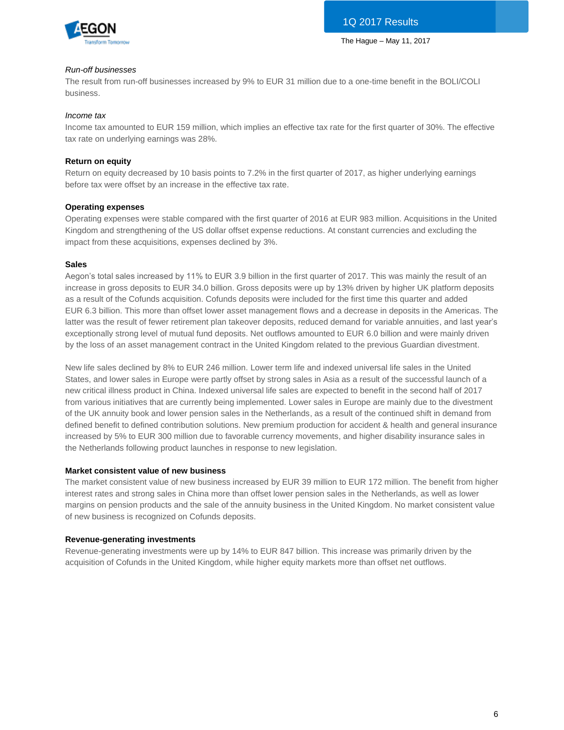*Run-off businesses*

The result from run-off businesses increased by 9% to EUR 31 million due to a one-time benefit in the BOLI/COLI business.

*Income tax*

Income tax amounted to EUR 159 million, which implies an effective tax rate for the first quarter of 30%. The effective tax rate on underlying earnings was 28%.

**Return on equity**

Return on equity decreased by 10 basis points to 7.2% in the first quarter of 2017, as higher underlying earnings before tax were offset by an increase in the effective tax rate.

**Operating expenses**

Operating expenses were stable compared with the first quarter of 2016 at EUR 983 million. Acquisitions in the United Kingdom and strengthening of the US dollar offset expense reductions. At constant currencies and excluding the impact from these acquisitions, expenses declined by 3%.

**Sales**

Aegon's total sales increased by 11% to EUR 3.9 billion in the first quarter of 2017. This was mainly the result of an increase in gross deposits to EUR 34.0 billion. Gross deposits were up by 13% driven by higher UK platform deposits as a result of the Cofunds acquisition. Cofunds deposits were included for the first time this quarter and added EUR 6.3 billion. This more than offset lower asset management flows and a decrease in deposits in the Americas. The latter was the result of fewer retirement plan takeover deposits, reduced demand for variable annuities, and last year's exceptionally strong level of mutual fund deposits. Net outflows amounted to EUR 6.0 billion and were mainly driven by the loss of an asset management contract in the United Kingdom related to the previous Guardian divestment.

New life sales declined by 8% to EUR 246 million. Lower term life and indexed universal life sales in the United States, and lower sales in Europe were partly offset by strong sales in Asia as a result of the successful launch of a new critical illness product in China. Indexed universal life sales are expected to benefit in the second half of 2017 from various initiatives that are currently being implemented. Lower sales in Europe are mainly due to the divestment of the UK annuity book and lower pension sales in the Netherlands, as a result of the continued shift in demand from defined benefit to defined contribution solutions. New premium production for accident & health and general insurance increased by 5% to EUR 300 million due to favorable currency movements, and higher disability insurance sales in the Netherlands following product launches in response to new legislation.

**Market consistent value of new business**

The market consistent value of new business increased by EUR 39 million to EUR 172 million. The benefit from higher interest rates and strong sales in China more than offset lower pension sales in the Netherlands, as well as lower margins on pension products and the sale of the annuity business in the United Kingdom. No market consistent value of new business is recognized on Cofunds deposits.

**Revenue-generating investments**

Revenue-generating investments were up by 14% to EUR 847 billion. This increase was primarily driven by the acquisition of Cofunds in the United Kingdom, while higher equity markets more than offset net outflows.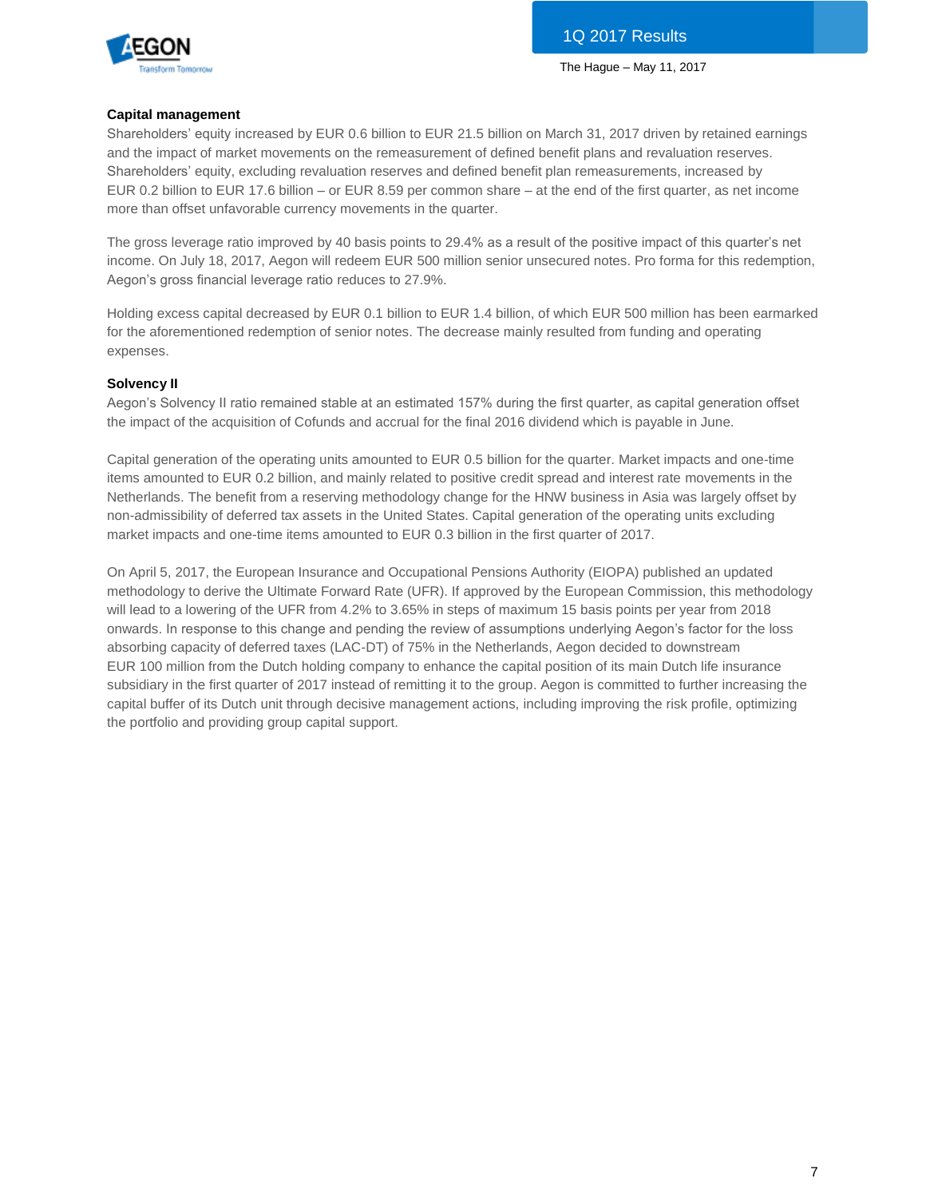## Capital management

Shareholders' equity increased by EUR 0.6 billion to EUR 21.5 billion on March 31, 2017 driven by retained earnings and the impact of market movements on the remeasurement of defined benefit plans and revaluation reserves. Shareholders' equity, excluding revaluation reserves and defined benefit plan remeasurements, increased by EUR 0.2 billion to EUR 17.6 billion – or EUR 8.59 per common share – at the end of the first quarter, as net income more than offset unfavorable currency movements in the quarter.

The gross leverage ratio improved by 40 basis points to 29.4% as a result of the positive impact of this quarter's net income. On July 18, 2017, Aegon will redeem EUR 500 million senior unsecured notes. Pro forma for this redemption, Aegon's gross financial leverage ratio reduces to 27.9%.

Holding excess capital decreased by EUR 0.1 billion to EUR 1.4 billion, of which EUR 500 million has been earmarked for the aforementioned redemption of senior notes. The decrease mainly resulted from funding and operating expenses.

## Solvency II

Aegon's Solvency II ratio remained stable at an estimated 157% during the first quarter, as capital generation offset the impact of the acquisition of Cofunds and accrual for the final 2016 dividend which is payable in June.

Capital generation of the operating units amounted to EUR 0.5 billion for the quarter. Market impacts and one-time items amounted to EUR 0.2 billion, and mainly related to positive credit spread and interest rate movements in the Netherlands. The benefit from a reserving methodology change for the HNW business in Asia was largely offset by non-admissibility of deferred tax assets in the United States. Capital generation of the operating units excluding market impacts and one-time items amounted to EUR 0.3 billion in the first quarter of 2017.

On April 5, 2017, the European Insurance and Occupational Pensions Authority (EIOPA) published an updated methodology to derive the Ultimate Forward Rate (UFR). If approved by the European Commission, this methodology will lead to a lowering of the UFR from 4.2% to 3.65% in steps of maximum 15 basis points per year from 2018 onwards. In response to this change and pending the review of assumptions underlying Aegon's factor for the loss absorbing capacity of deferred taxes (LAC-DT) of 75% in the Netherlands, Aegon decided to downstream EUR 100 million from the Dutch holding company to enhance the capital position of its main Dutch life insurance subsidiary in the first quarter of 2017 instead of remitting it to the group. Aegon is committed to further increasing the capital buffer of its Dutch unit through decisive management actions, including improving the risk profile, optimizing the portfolio and providing group capital support.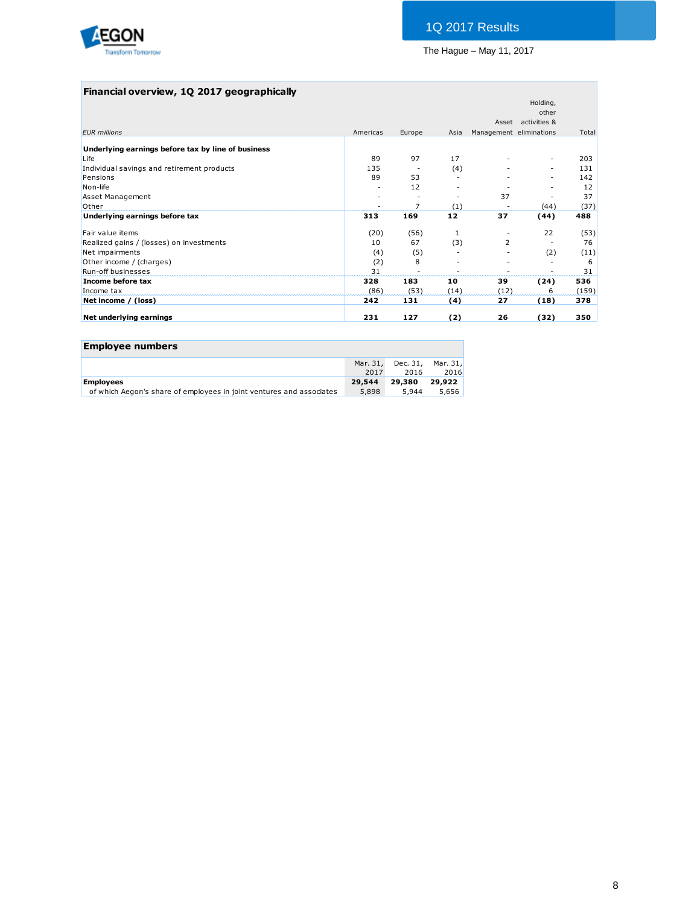## Financial overview, 1Q 2017 geographically

| *EUR millions* | Americas | Europe | Asia | Asset Management | Holding, other activities & eliminations | Total |
|---|---|---|---|---|---|---|
| **Underlying earnings before tax by line of business** | | | | | | |
| Life | 89 | 97 | 17 | - | - | 203 |
| Individual savings and retirement products | 135 | - | (4) | - | - | 131 |
| Pensions | 89 | 53 | - | - | - | 142 |
| Non-life | - | 12 | - | - | - | 12 |
| Asset Management | - | - | - | 37 | - | 37 |
| Other | - | 7 | (1) | - | (44) | (37) |
| **Underlying earnings before tax** | **313** | **169** | **12** | **37** | **(44)** | **488** |
| Fair value items | (20) | (56) | 1 | - | 22 | (53) |
| Realized gains / (losses) on investments | 10 | 67 | (3) | 2 | - | 76 |
| Net impairments | (4) | (5) | - | - | (2) | (11) |
| Other income / (charges) | (2) | 8 | - | - | - | 6 |
| Run-off businesses | 31 | - | - | - | - | 31 |
| **Income before tax** | **328** | **183** | **10** | **39** | **(24)** | **536** |
| Income tax | (86) | (53) | (14) | (12) | 6 | (159) |
| **Net income / (loss)** | **242** | **131** | **(4)** | **27** | **(18)** | **378** |
| **Net underlying earnings** | **231** | **127** | **(2)** | **26** | **(32)** | **350** |

## Employee numbers

| | Mar. 31, 2017 | Dec. 31, 2016 | Mar. 31, 2016 |
|---|---|---|---|
| **Employees** | **29,544** | **29,380** | **29,922** |
| of which Aegon's share of employees in joint ventures and associates | 5,898 | 5,944 | 5,656 |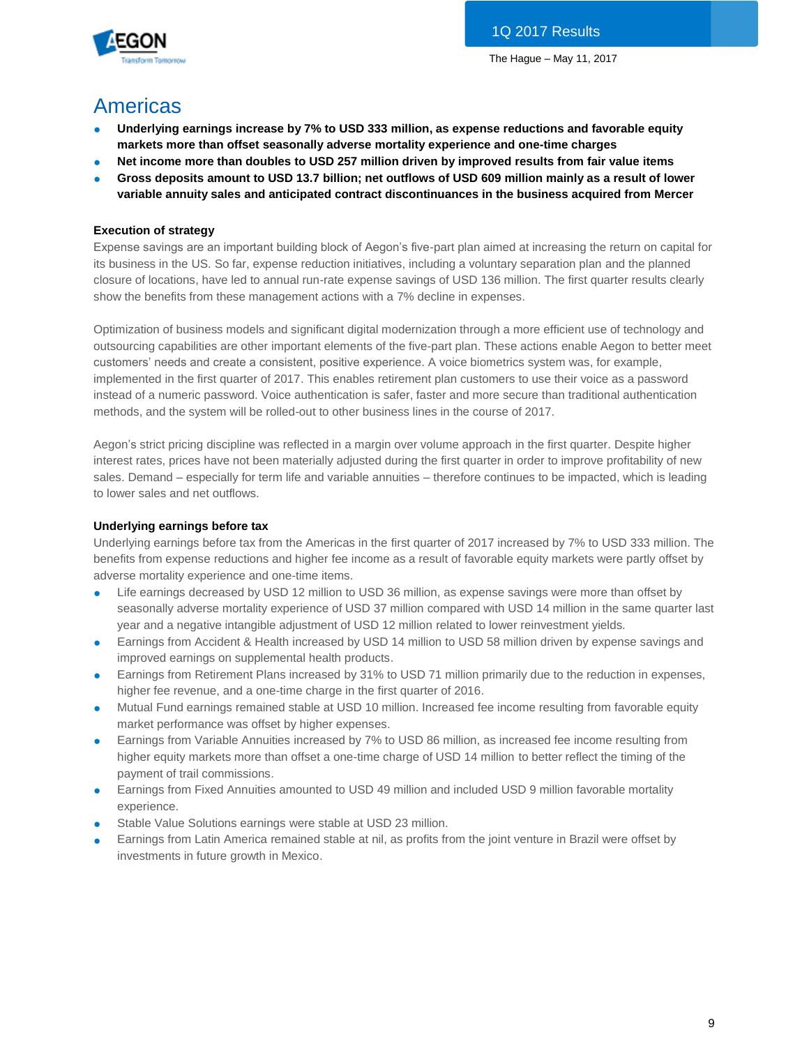# Americas

- **Underlying earnings increase by 7% to USD 333 million, as expense reductions and favorable equity markets more than offset seasonally adverse mortality experience and one-time charges**
- **Net income more than doubles to USD 257 million driven by improved results from fair value items**
- **Gross deposits amount to USD 13.7 billion; net outflows of USD 609 million mainly as a result of lower variable annuity sales and anticipated contract discontinuances in the business acquired from Mercer**

### Execution of strategy

Expense savings are an important building block of Aegon's five-part plan aimed at increasing the return on capital for its business in the US. So far, expense reduction initiatives, including a voluntary separation plan and the planned closure of locations, have led to annual run-rate expense savings of USD 136 million. The first quarter results clearly show the benefits from these management actions with a 7% decline in expenses.

Optimization of business models and significant digital modernization through a more efficient use of technology and outsourcing capabilities are other important elements of the five-part plan. These actions enable Aegon to better meet customers' needs and create a consistent, positive experience. A voice biometrics system was, for example, implemented in the first quarter of 2017. This enables retirement plan customers to use their voice as a password instead of a numeric password. Voice authentication is safer, faster and more secure than traditional authentication methods, and the system will be rolled-out to other business lines in the course of 2017.

Aegon's strict pricing discipline was reflected in a margin over volume approach in the first quarter. Despite higher interest rates, prices have not been materially adjusted during the first quarter in order to improve profitability of new sales. Demand – especially for term life and variable annuities – therefore continues to be impacted, which is leading to lower sales and net outflows.

### Underlying earnings before tax

Underlying earnings before tax from the Americas in the first quarter of 2017 increased by 7% to USD 333 million. The benefits from expense reductions and higher fee income as a result of favorable equity markets were partly offset by adverse mortality experience and one-time items.

- Life earnings decreased by USD 12 million to USD 36 million, as expense savings were more than offset by seasonally adverse mortality experience of USD 37 million compared with USD 14 million in the same quarter last year and a negative intangible adjustment of USD 12 million related to lower reinvestment yields.
- Earnings from Accident & Health increased by USD 14 million to USD 58 million driven by expense savings and improved earnings on supplemental health products.
- Earnings from Retirement Plans increased by 31% to USD 71 million primarily due to the reduction in expenses, higher fee revenue, and a one-time charge in the first quarter of 2016.
- Mutual Fund earnings remained stable at USD 10 million. Increased fee income resulting from favorable equity market performance was offset by higher expenses.
- Earnings from Variable Annuities increased by 7% to USD 86 million, as increased fee income resulting from higher equity markets more than offset a one-time charge of USD 14 million to better reflect the timing of the payment of trail commissions.
- Earnings from Fixed Annuities amounted to USD 49 million and included USD 9 million favorable mortality experience.
- Stable Value Solutions earnings were stable at USD 23 million.
- Earnings from Latin America remained stable at nil, as profits from the joint venture in Brazil were offset by investments in future growth in Mexico.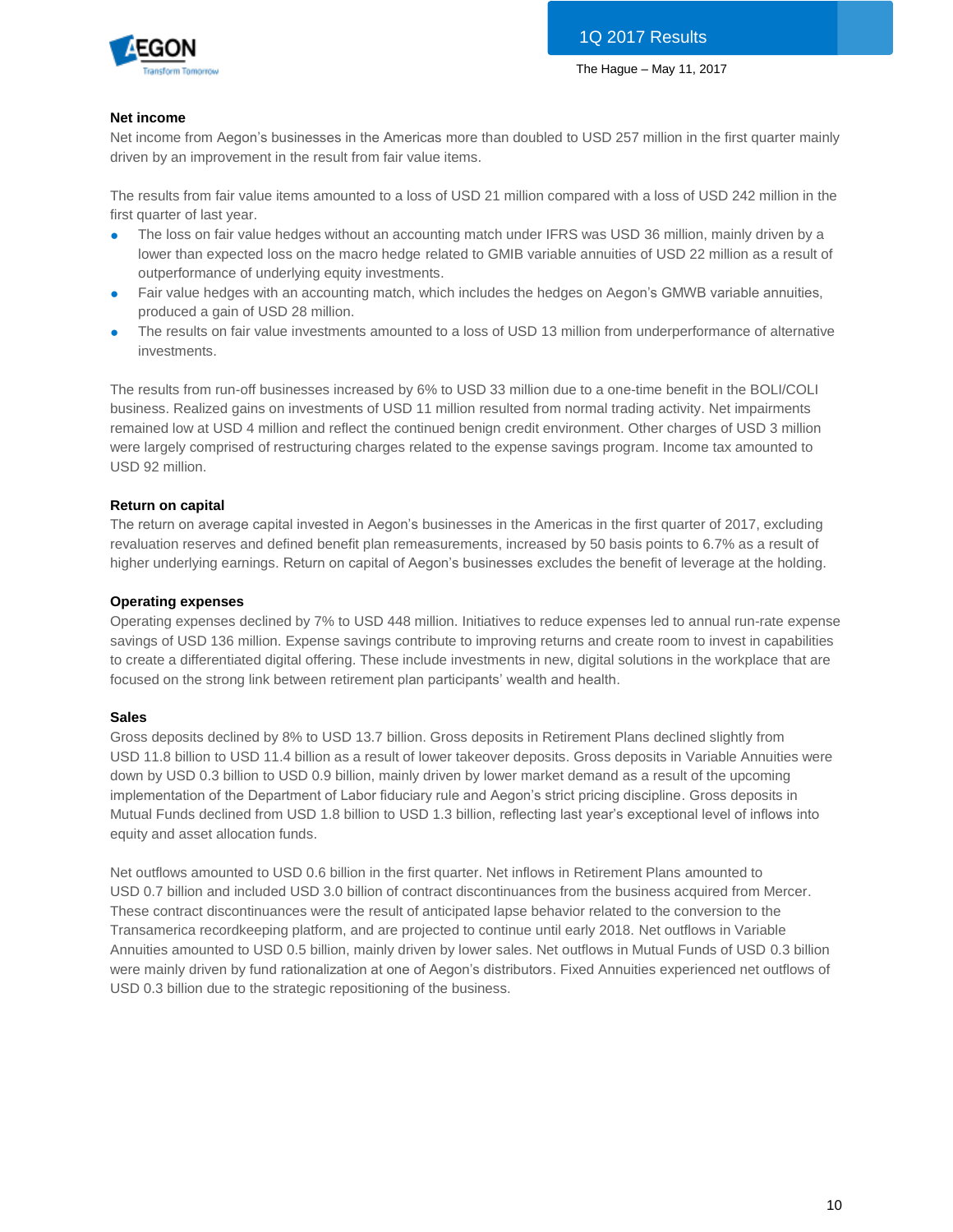### Net income

Net income from Aegon's businesses in the Americas more than doubled to USD 257 million in the first quarter mainly driven by an improvement in the result from fair value items.

The results from fair value items amounted to a loss of USD 21 million compared with a loss of USD 242 million in the first quarter of last year.

- The loss on fair value hedges without an accounting match under IFRS was USD 36 million, mainly driven by a lower than expected loss on the macro hedge related to GMIB variable annuities of USD 22 million as a result of outperformance of underlying equity investments.
- Fair value hedges with an accounting match, which includes the hedges on Aegon's GMWB variable annuities, produced a gain of USD 28 million.
- The results on fair value investments amounted to a loss of USD 13 million from underperformance of alternative investments.

The results from run-off businesses increased by 6% to USD 33 million due to a one-time benefit in the BOLI/COLI business. Realized gains on investments of USD 11 million resulted from normal trading activity. Net impairments remained low at USD 4 million and reflect the continued benign credit environment. Other charges of USD 3 million were largely comprised of restructuring charges related to the expense savings program. Income tax amounted to USD 92 million.

### Return on capital

The return on average capital invested in Aegon's businesses in the Americas in the first quarter of 2017, excluding revaluation reserves and defined benefit plan remeasurements, increased by 50 basis points to 6.7% as a result of higher underlying earnings. Return on capital of Aegon's businesses excludes the benefit of leverage at the holding.

### Operating expenses

Operating expenses declined by 7% to USD 448 million. Initiatives to reduce expenses led to annual run-rate expense savings of USD 136 million. Expense savings contribute to improving returns and create room to invest in capabilities to create a differentiated digital offering. These include investments in new, digital solutions in the workplace that are focused on the strong link between retirement plan participants' wealth and health.

### Sales

Gross deposits declined by 8% to USD 13.7 billion. Gross deposits in Retirement Plans declined slightly from USD 11.8 billion to USD 11.4 billion as a result of lower takeover deposits. Gross deposits in Variable Annuities were down by USD 0.3 billion to USD 0.9 billion, mainly driven by lower market demand as a result of the upcoming implementation of the Department of Labor fiduciary rule and Aegon's strict pricing discipline. Gross deposits in Mutual Funds declined from USD 1.8 billion to USD 1.3 billion, reflecting last year's exceptional level of inflows into equity and asset allocation funds.

Net outflows amounted to USD 0.6 billion in the first quarter. Net inflows in Retirement Plans amounted to USD 0.7 billion and included USD 3.0 billion of contract discontinuances from the business acquired from Mercer. These contract discontinuances were the result of anticipated lapse behavior related to the conversion to the Transamerica recordkeeping platform, and are projected to continue until early 2018. Net outflows in Variable Annuities amounted to USD 0.5 billion, mainly driven by lower sales. Net outflows in Mutual Funds of USD 0.3 billion were mainly driven by fund rationalization at one of Aegon's distributors. Fixed Annuities experienced net outflows of USD 0.3 billion due to the strategic repositioning of the business.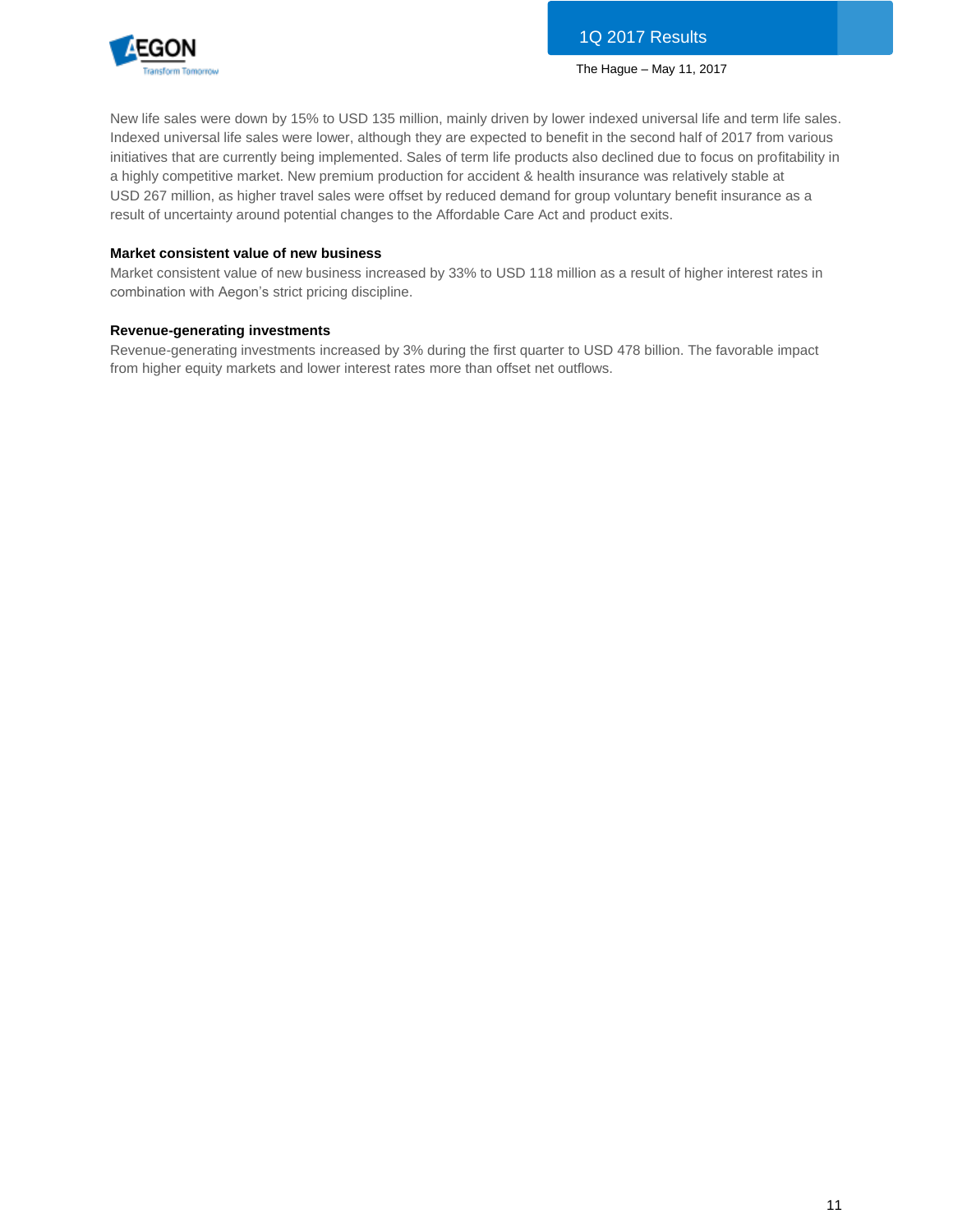New life sales were down by 15% to USD 135 million, mainly driven by lower indexed universal life and term life sales. Indexed universal life sales were lower, although they are expected to benefit in the second half of 2017 from various initiatives that are currently being implemented. Sales of term life products also declined due to focus on profitability in a highly competitive market. New premium production for accident & health insurance was relatively stable at USD 267 million, as higher travel sales were offset by reduced demand for group voluntary benefit insurance as a result of uncertainty around potential changes to the Affordable Care Act and product exits.

**Market consistent value of new business**

Market consistent value of new business increased by 33% to USD 118 million as a result of higher interest rates in combination with Aegon's strict pricing discipline.

**Revenue-generating investments**

Revenue-generating investments increased by 3% during the first quarter to USD 478 billion. The favorable impact from higher equity markets and lower interest rates more than offset net outflows.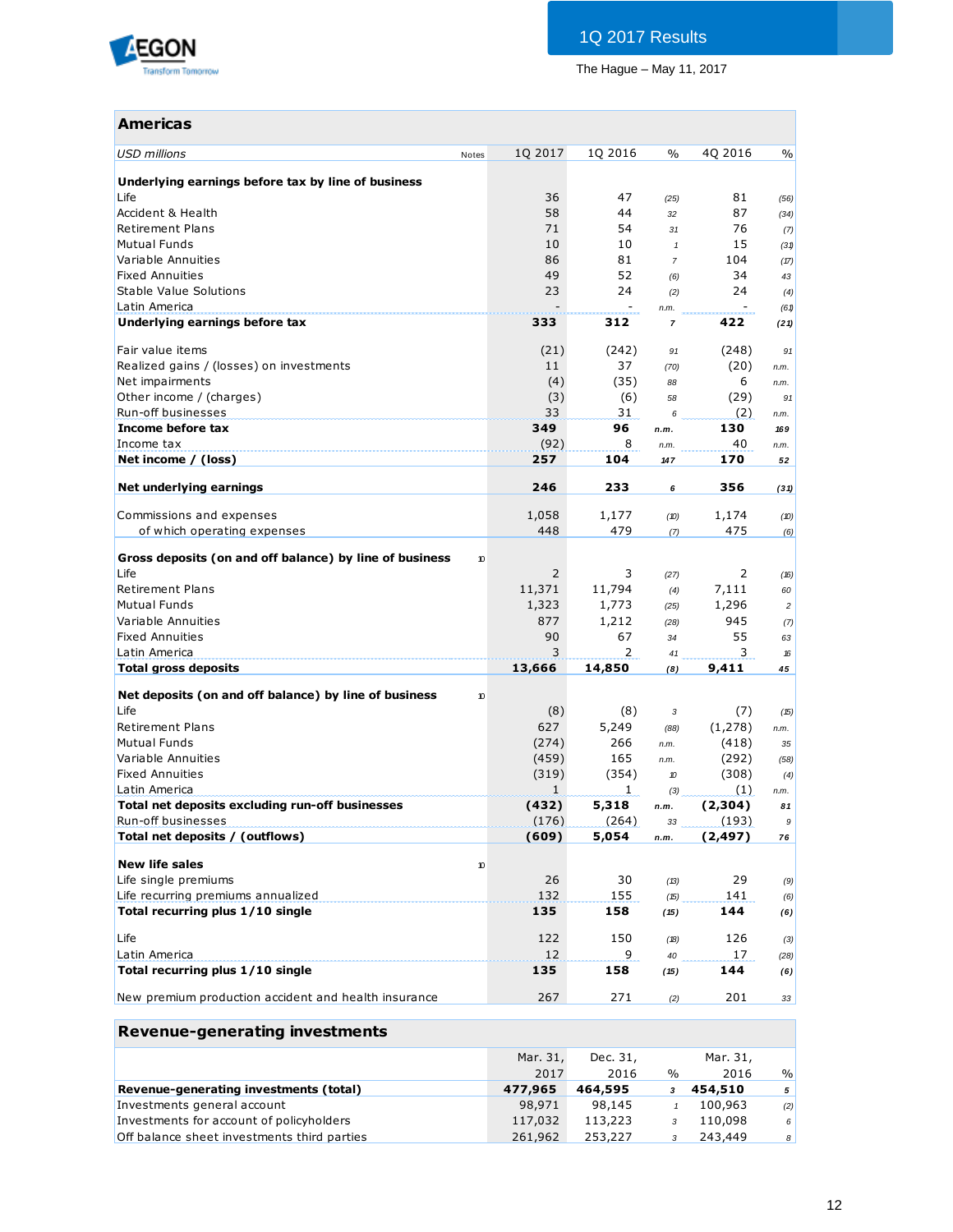## Americas

| USD millions | Notes | 1Q 2017 | 1Q 2016 | % | 4Q 2016 | % |
|---|---|---|---|---|---|---|
| **Underlying earnings before tax by line of business** | | | | | | |
| Life | | 36 | 47 | (25) | 81 | (56) |
| Accident & Health | | 58 | 44 | 32 | 87 | (34) |
| Retirement Plans | | 71 | 54 | 31 | 76 | (7) |
| Mutual Funds | | 10 | 10 | 1 | 15 | (31) |
| Variable Annuities | | 86 | 81 | 7 | 104 | (17) |
| Fixed Annuities | | 49 | 52 | (6) | 34 | 43 |
| Stable Value Solutions | | 23 | 24 | (2) | 24 | (4) |
| Latin America | | - | - | n.m. | - | (61) |
| **Underlying earnings before tax** | | **333** | **312** | **7** | **422** | **(21)** |
| | | | | | | |
| Fair value items | | (21) | (242) | 91 | (248) | 91 |
| Realized gains / (losses) on investments | | 11 | 37 | (70) | (20) | n.m. |
| Net impairments | | (4) | (35) | 88 | 6 | n.m. |
| Other income / (charges) | | (3) | (6) | 58 | (29) | 91 |
| Run-off businesses | | 33 | 31 | 6 | (2) | n.m. |
| **Income before tax** | | **349** | **96** | **n.m.** | **130** | **169** |
| Income tax | | (92) | 8 | n.m. | 40 | n.m. |
| **Net income / (loss)** | | **257** | **104** | **147** | **170** | **52** |
| | | | | | | |
| **Net underlying earnings** | | **246** | **233** | **6** | **356** | **(31)** |
| | | | | | | |
| Commissions and expenses | | 1,058 | 1,177 | (10) | 1,174 | (10) |
| of which operating expenses | | 448 | 479 | (7) | 475 | (6) |
| | | | | | | |
| **Gross deposits (on and off balance) by line of business** | 10 | | | | | |
| Life | | 2 | 3 | (27) | 2 | (16) |
| Retirement Plans | | 11,371 | 11,794 | (4) | 7,111 | 60 |
| Mutual Funds | | 1,323 | 1,773 | (25) | 1,296 | 2 |
| Variable Annuities | | 877 | 1,212 | (28) | 945 | (7) |
| Fixed Annuities | | 90 | 67 | 34 | 55 | 63 |
| Latin America | | 3 | 2 | 41 | 3 | 16 |
| **Total gross deposits** | | **13,666** | **14,850** | **(8)** | **9,411** | **45** |
| | | | | | | |
| **Net deposits (on and off balance) by line of business** | 10 | | | | | |
| Life | | (8) | (8) | 3 | (7) | (15) |
| Retirement Plans | | 627 | 5,249 | (88) | (1,278) | n.m. |
| Mutual Funds | | (274) | 266 | n.m. | (418) | 35 |
| Variable Annuities | | (459) | 165 | n.m. | (292) | (58) |
| Fixed Annuities | | (319) | (354) | 10 | (308) | (4) |
| Latin America | | 1 | 1 | (3) | (1) | n.m. |
| **Total net deposits excluding run-off businesses** | | **(432)** | **5,318** | **n.m.** | **(2,304)** | **81** |
| Run-off businesses | | (176) | (264) | 33 | (193) | 9 |
| **Total net deposits / (outflows)** | | **(609)** | **5,054** | **n.m.** | **(2,497)** | **76** |
| | | | | | | |
| **New life sales** | 10 | | | | | |
| Life single premiums | | 26 | 30 | (13) | 29 | (9) |
| Life recurring premiums annualized | | 132 | 155 | (15) | 141 | (6) |
| **Total recurring plus 1/10 single** | | **135** | **158** | **(15)** | **144** | **(6)** |
| | | | | | | |
| Life | | 122 | 150 | (18) | 126 | (3) |
| Latin America | | 12 | 9 | 40 | 17 | (28) |
| **Total recurring plus 1/10 single** | | **135** | **158** | **(15)** | **144** | **(6)** |
| | | | | | | |
| New premium production accident and health insurance | | 267 | 271 | (2) | 201 | 33 |

## Revenue-generating investments

| | Mar. 31, 2017 | Dec. 31, 2016 | % | Mar. 31, 2016 | % |
|---|---|---|---|---|---|
| **Revenue-generating investments (total)** | **477,965** | **464,595** | **3** | **454,510** | **5** |
| Investments general account | 98,971 | 98,145 | 1 | 100,963 | (2) |
| Investments for account of policyholders | 117,032 | 113,223 | 3 | 110,098 | 6 |
| Off balance sheet investments third parties | 261,962 | 253,227 | 3 | 243,449 | 8 |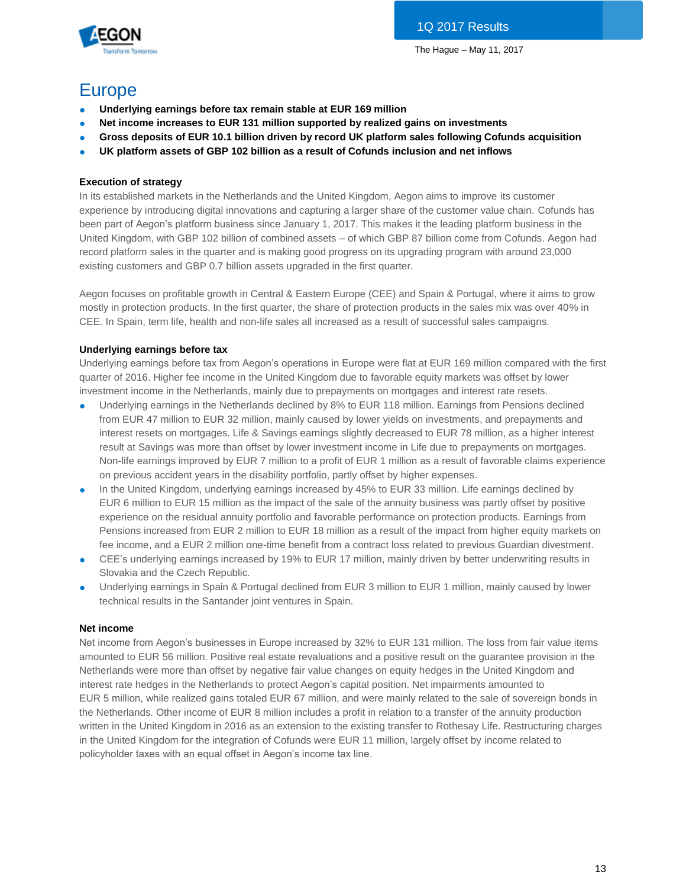# Europe

- **Underlying earnings before tax remain stable at EUR 169 million**
- **Net income increases to EUR 131 million supported by realized gains on investments**
- **Gross deposits of EUR 10.1 billion driven by record UK platform sales following Cofunds acquisition**
- **UK platform assets of GBP 102 billion as a result of Cofunds inclusion and net inflows**

### Execution of strategy

In its established markets in the Netherlands and the United Kingdom, Aegon aims to improve its customer experience by introducing digital innovations and capturing a larger share of the customer value chain. Cofunds has been part of Aegon's platform business since January 1, 2017. This makes it the leading platform business in the United Kingdom, with GBP 102 billion of combined assets – of which GBP 87 billion come from Cofunds. Aegon had record platform sales in the quarter and is making good progress on its upgrading program with around 23,000 existing customers and GBP 0.7 billion assets upgraded in the first quarter.

Aegon focuses on profitable growth in Central & Eastern Europe (CEE) and Spain & Portugal, where it aims to grow mostly in protection products. In the first quarter, the share of protection products in the sales mix was over 40% in CEE. In Spain, term life, health and non-life sales all increased as a result of successful sales campaigns.

### Underlying earnings before tax

Underlying earnings before tax from Aegon's operations in Europe were flat at EUR 169 million compared with the first quarter of 2016. Higher fee income in the United Kingdom due to favorable equity markets was offset by lower investment income in the Netherlands, mainly due to prepayments on mortgages and interest rate resets.

- Underlying earnings in the Netherlands declined by 8% to EUR 118 million. Earnings from Pensions declined from EUR 47 million to EUR 32 million, mainly caused by lower yields on investments, and prepayments and interest resets on mortgages. Life & Savings earnings slightly decreased to EUR 78 million, as a higher interest result at Savings was more than offset by lower investment income in Life due to prepayments on mortgages. Non-life earnings improved by EUR 7 million to a profit of EUR 1 million as a result of favorable claims experience on previous accident years in the disability portfolio, partly offset by higher expenses.
- In the United Kingdom, underlying earnings increased by 45% to EUR 33 million. Life earnings declined by EUR 6 million to EUR 15 million as the impact of the sale of the annuity business was partly offset by positive experience on the residual annuity portfolio and favorable performance on protection products. Earnings from Pensions increased from EUR 2 million to EUR 18 million as a result of the impact from higher equity markets on fee income, and a EUR 2 million one-time benefit from a contract loss related to previous Guardian divestment.
- CEE's underlying earnings increased by 19% to EUR 17 million, mainly driven by better underwriting results in Slovakia and the Czech Republic.
- Underlying earnings in Spain & Portugal declined from EUR 3 million to EUR 1 million, mainly caused by lower technical results in the Santander joint ventures in Spain.

### Net income

Net income from Aegon's businesses in Europe increased by 32% to EUR 131 million. The loss from fair value items amounted to EUR 56 million. Positive real estate revaluations and a positive result on the guarantee provision in the Netherlands were more than offset by negative fair value changes on equity hedges in the United Kingdom and interest rate hedges in the Netherlands to protect Aegon's capital position. Net impairments amounted to EUR 5 million, while realized gains totaled EUR 67 million, and were mainly related to the sale of sovereign bonds in the Netherlands. Other income of EUR 8 million includes a profit in relation to a transfer of the annuity production written in the United Kingdom in 2016 as an extension to the existing transfer to Rothesay Life. Restructuring charges in the United Kingdom for the integration of Cofunds were EUR 11 million, largely offset by income related to policyholder taxes with an equal offset in Aegon's income tax line.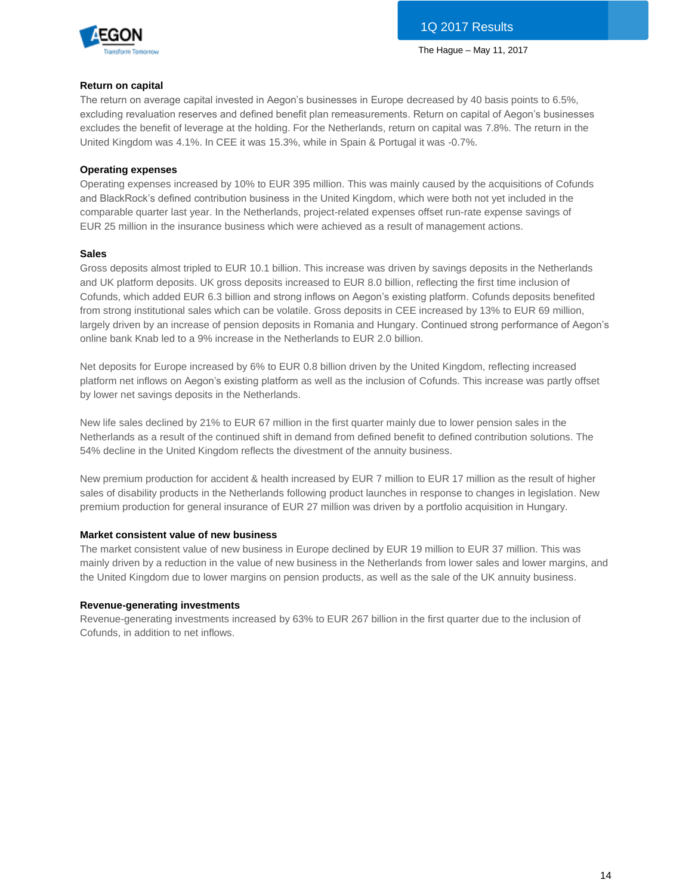**Return on capital**

The return on average capital invested in Aegon's businesses in Europe decreased by 40 basis points to 6.5%, excluding revaluation reserves and defined benefit plan remeasurements. Return on capital of Aegon's businesses excludes the benefit of leverage at the holding. For the Netherlands, return on capital was 7.8%. The return in the United Kingdom was 4.1%. In CEE it was 15.3%, while in Spain & Portugal it was -0.7%.

**Operating expenses**

Operating expenses increased by 10% to EUR 395 million. This was mainly caused by the acquisitions of Cofunds and BlackRock's defined contribution business in the United Kingdom, which were both not yet included in the comparable quarter last year. In the Netherlands, project-related expenses offset run-rate expense savings of EUR 25 million in the insurance business which were achieved as a result of management actions.

**Sales**

Gross deposits almost tripled to EUR 10.1 billion. This increase was driven by savings deposits in the Netherlands and UK platform deposits. UK gross deposits increased to EUR 8.0 billion, reflecting the first time inclusion of Cofunds, which added EUR 6.3 billion and strong inflows on Aegon's existing platform. Cofunds deposits benefited from strong institutional sales which can be volatile. Gross deposits in CEE increased by 13% to EUR 69 million, largely driven by an increase of pension deposits in Romania and Hungary. Continued strong performance of Aegon's online bank Knab led to a 9% increase in the Netherlands to EUR 2.0 billion.

Net deposits for Europe increased by 6% to EUR 0.8 billion driven by the United Kingdom, reflecting increased platform net inflows on Aegon's existing platform as well as the inclusion of Cofunds. This increase was partly offset by lower net savings deposits in the Netherlands.

New life sales declined by 21% to EUR 67 million in the first quarter mainly due to lower pension sales in the Netherlands as a result of the continued shift in demand from defined benefit to defined contribution solutions. The 54% decline in the United Kingdom reflects the divestment of the annuity business.

New premium production for accident & health increased by EUR 7 million to EUR 17 million as the result of higher sales of disability products in the Netherlands following product launches in response to changes in legislation. New premium production for general insurance of EUR 27 million was driven by a portfolio acquisition in Hungary.

**Market consistent value of new business**

The market consistent value of new business in Europe declined by EUR 19 million to EUR 37 million. This was mainly driven by a reduction in the value of new business in the Netherlands from lower sales and lower margins, and the United Kingdom due to lower margins on pension products, as well as the sale of the UK annuity business.

**Revenue-generating investments**

Revenue-generating investments increased by 63% to EUR 267 billion in the first quarter due to the inclusion of Cofunds, in addition to net inflows.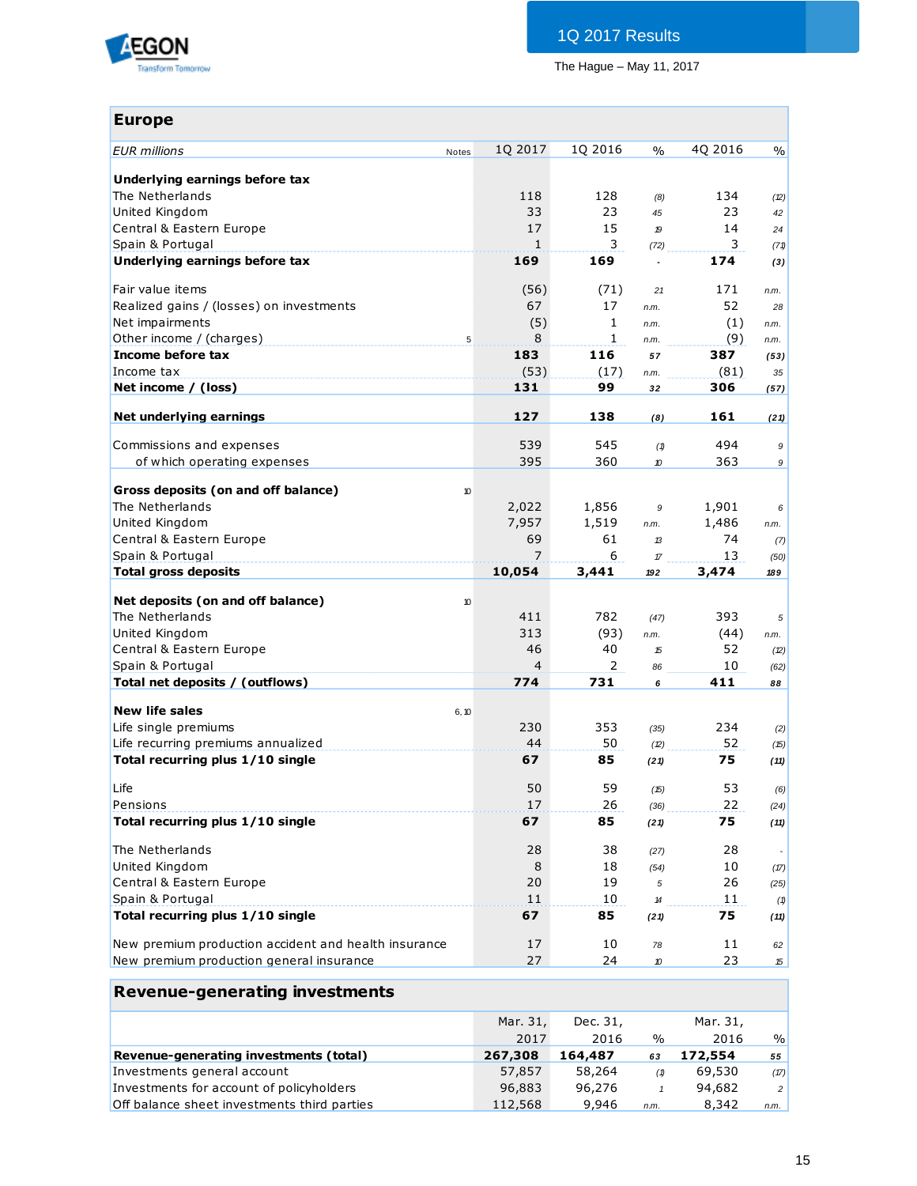# Europe

| EUR millions | Notes | 1Q 2017 | 1Q 2016 | % | 4Q 2016 | % |
|---|---|---|---|---|---|---|
| **Underlying earnings before tax** | | | | | | |
| The Netherlands | | 118 | 128 | (8) | 134 | (12) |
| United Kingdom | | 33 | 23 | 45 | 23 | 42 |
| Central & Eastern Europe | | 17 | 15 | 19 | 14 | 24 |
| Spain & Portugal | | 1 | 3 | (72) | 3 | (71) |
| **Underlying earnings before tax** | | **169** | **169** | **-** | **174** | **(3)** |
| | | | | | | |
| Fair value items | | (56) | (71) | 21 | 171 | n.m. |
| Realized gains / (losses) on investments | | 67 | 17 | n.m. | 52 | 28 |
| Net impairments | | (5) | 1 | n.m. | (1) | n.m. |
| Other income / (charges) | 5 | 8 | 1 | n.m. | (9) | n.m. |
| **Income before tax** | | **183** | **116** | **57** | **387** | **(53)** |
| Income tax | | (53) | (17) | n.m. | (81) | 35 |
| **Net income / (loss)** | | **131** | **99** | **32** | **306** | **(57)** |
| | | | | | | |
| **Net underlying earnings** | | **127** | **138** | **(8)** | **161** | **(21)** |
| | | | | | | |
| Commissions and expenses | | 539 | 545 | (1) | 494 | 9 |
| of which operating expenses | | 395 | 360 | 10 | 363 | 9 |
| | | | | | | |
| **Gross deposits (on and off balance)** | 10 | | | | | |
| The Netherlands | | 2,022 | 1,856 | 9 | 1,901 | 6 |
| United Kingdom | | 7,957 | 1,519 | n.m. | 1,486 | n.m. |
| Central & Eastern Europe | | 69 | 61 | 13 | 74 | (7) |
| Spain & Portugal | | 7 | 6 | 17 | 13 | (50) |
| **Total gross deposits** | | **10,054** | **3,441** | **192** | **3,474** | **189** |
| | | | | | | |
| **Net deposits (on and off balance)** | 10 | | | | | |
| The Netherlands | | 411 | 782 | (47) | 393 | 5 |
| United Kingdom | | 313 | (93) | n.m. | (44) | n.m. |
| Central & Eastern Europe | | 46 | 40 | 15 | 52 | (12) |
| Spain & Portugal | | 4 | 2 | 86 | 10 | (62) |
| **Total net deposits / (outflows)** | | **774** | **731** | **6** | **411** | **88** |
| | | | | | | |
| **New life sales** | 6, 10 | | | | | |
| Life single premiums | | 230 | 353 | (35) | 234 | (2) |
| Life recurring premiums annualized | | 44 | 50 | (12) | 52 | (15) |
| **Total recurring plus 1/10 single** | | **67** | **85** | **(21)** | **75** | **(11)** |
| | | | | | | |
| Life | | 50 | 59 | (15) | 53 | (6) |
| Pensions | | 17 | 26 | (36) | 22 | (24) |
| **Total recurring plus 1/10 single** | | **67** | **85** | **(21)** | **75** | **(11)** |
| | | | | | | |
| The Netherlands | | 28 | 38 | (27) | 28 | - |
| United Kingdom | | 8 | 18 | (54) | 10 | (17) |
| Central & Eastern Europe | | 20 | 19 | 5 | 26 | (25) |
| Spain & Portugal | | 11 | 10 | 14 | 11 | (1) |
| **Total recurring plus 1/10 single** | | **67** | **85** | **(21)** | **75** | **(11)** |
| | | | | | | |
| New premium production accident and health insurance | | 17 | 10 | 78 | 11 | 62 |
| New premium production general insurance | | 27 | 24 | 10 | 23 | 15 |

# Revenue-generating investments

| | Mar. 31, 2017 | Dec. 31, 2016 | % | Mar. 31, 2016 | % |
|---|---|---|---|---|---|
| **Revenue-generating investments (total)** | **267,308** | **164,487** | **63** | **172,554** | **55** |
| Investments general account | 57,857 | 58,264 | (1) | 69,530 | (17) |
| Investments for account of policyholders | 96,883 | 96,276 | 1 | 94,682 | 2 |
| Off balance sheet investments third parties | 112,568 | 9,946 | n.m. | 8,342 | n.m. |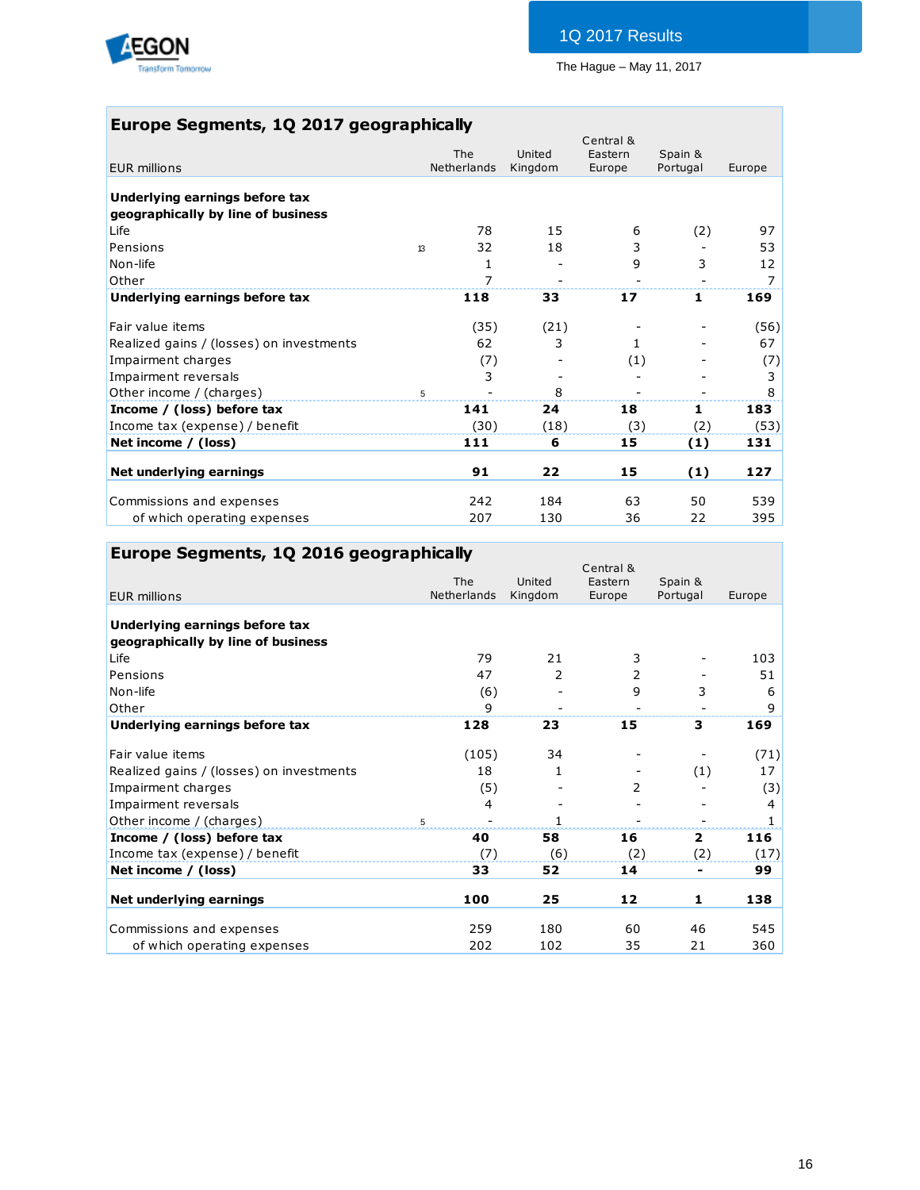## Europe Segments, 1Q 2017 geographically

| EUR millions | The Netherlands | United Kingdom | Central & Eastern Europe | Spain & Portugal | Europe |
|---|---|---|---|---|---|
| **Underlying earnings before tax geographically by line of business** | | | | | |
| Life | 78 | 15 | 6 | (2) | 97 |
| Pensions | 32 | 18 | 3 | - | 53 |
| Non-life | 1 | - | 9 | 3 | 12 |
| Other | 7 | - | - | - | 7 |
| **Underlying earnings before tax** | **118** | **33** | **17** | **1** | **169** |
| | | | | | |
| Fair value items | (35) | (21) | - | - | (56) |
| Realized gains / (losses) on investments | 62 | 3 | 1 | - | 67 |
| Impairment charges | (7) | - | (1) | - | (7) |
| Impairment reversals | 3 | - | - | - | 3 |
| Other income / (charges) | - | 8 | - | - | 8 |
| **Income / (loss) before tax** | **141** | **24** | **18** | **1** | **183** |
| Income tax (expense) / benefit | (30) | (18) | (3) | (2) | (53) |
| **Net income / (loss)** | **111** | **6** | **15** | **(1)** | **131** |
| | | | | | |
| **Net underlying earnings** | **91** | **22** | **15** | **(1)** | **127** |
| | | | | | |
| Commissions and expenses | 242 | 184 | 63 | 50 | 539 |
| of which operating expenses | 207 | 130 | 36 | 22 | 395 |

## Europe Segments, 1Q 2016 geographically

| EUR millions | The Netherlands | United Kingdom | Central & Eastern Europe | Spain & Portugal | Europe |
|---|---|---|---|---|---|
| **Underlying earnings before tax geographically by line of business** | | | | | |
| Life | 79 | 21 | 3 | - | 103 |
| Pensions | 47 | 2 | 2 | - | 51 |
| Non-life | (6) | - | 9 | 3 | 6 |
| Other | 9 | - | - | - | 9 |
| **Underlying earnings before tax** | **128** | **23** | **15** | **3** | **169** |
| | | | | | |
| Fair value items | (105) | 34 | - | - | (71) |
| Realized gains / (losses) on investments | 18 | 1 | - | (1) | 17 |
| Impairment charges | (5) | - | 2 | - | (3) |
| Impairment reversals | 4 | - | - | - | 4 |
| Other income / (charges) | - | 1 | - | - | 1 |
| **Income / (loss) before tax** | **40** | **58** | **16** | **2** | **116** |
| Income tax (expense) / benefit | (7) | (6) | (2) | (2) | (17) |
| **Net income / (loss)** | **33** | **52** | **14** | **-** | **99** |
| | | | | | |
| **Net underlying earnings** | **100** | **25** | **12** | **1** | **138** |
| | | | | | |
| Commissions and expenses | 259 | 180 | 60 | 46 | 545 |
| of which operating expenses | 202 | 102 | 35 | 21 | 360 |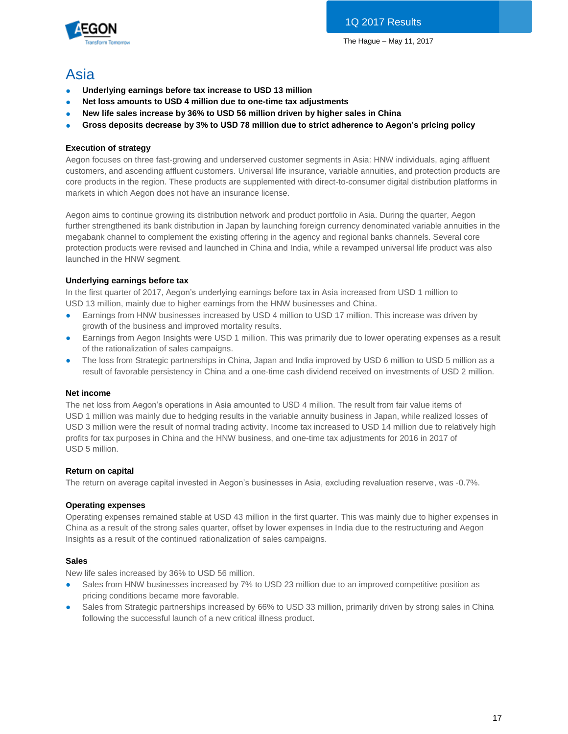# Asia

- **Underlying earnings before tax increase to USD 13 million**
- **Net loss amounts to USD 4 million due to one-time tax adjustments**
- **New life sales increase by 36% to USD 56 million driven by higher sales in China**
- **Gross deposits decrease by 3% to USD 78 million due to strict adherence to Aegon's pricing policy**

### Execution of strategy

Aegon focuses on three fast-growing and underserved customer segments in Asia: HNW individuals, aging affluent customers, and ascending affluent customers. Universal life insurance, variable annuities, and protection products are core products in the region. These products are supplemented with direct-to-consumer digital distribution platforms in markets in which Aegon does not have an insurance license.

Aegon aims to continue growing its distribution network and product portfolio in Asia. During the quarter, Aegon further strengthened its bank distribution in Japan by launching foreign currency denominated variable annuities in the megabank channel to complement the existing offering in the agency and regional banks channels. Several core protection products were revised and launched in China and India, while a revamped universal life product was also launched in the HNW segment.

### Underlying earnings before tax

In the first quarter of 2017, Aegon's underlying earnings before tax in Asia increased from USD 1 million to USD 13 million, mainly due to higher earnings from the HNW businesses and China.

- Earnings from HNW businesses increased by USD 4 million to USD 17 million. This increase was driven by growth of the business and improved mortality results.
- Earnings from Aegon Insights were USD 1 million. This was primarily due to lower operating expenses as a result of the rationalization of sales campaigns.
- The loss from Strategic partnerships in China, Japan and India improved by USD 6 million to USD 5 million as a result of favorable persistency in China and a one-time cash dividend received on investments of USD 2 million.

### Net income

The net loss from Aegon's operations in Asia amounted to USD 4 million. The result from fair value items of USD 1 million was mainly due to hedging results in the variable annuity business in Japan, while realized losses of USD 3 million were the result of normal trading activity. Income tax increased to USD 14 million due to relatively high profits for tax purposes in China and the HNW business, and one-time tax adjustments for 2016 in 2017 of USD 5 million.

### Return on capital

The return on average capital invested in Aegon's businesses in Asia, excluding revaluation reserve, was -0.7%.

### Operating expenses

Operating expenses remained stable at USD 43 million in the first quarter. This was mainly due to higher expenses in China as a result of the strong sales quarter, offset by lower expenses in India due to the restructuring and Aegon Insights as a result of the continued rationalization of sales campaigns.

### Sales

New life sales increased by 36% to USD 56 million.

- Sales from HNW businesses increased by 7% to USD 23 million due to an improved competitive position as pricing conditions became more favorable.
- Sales from Strategic partnerships increased by 66% to USD 33 million, primarily driven by strong sales in China following the successful launch of a new critical illness product.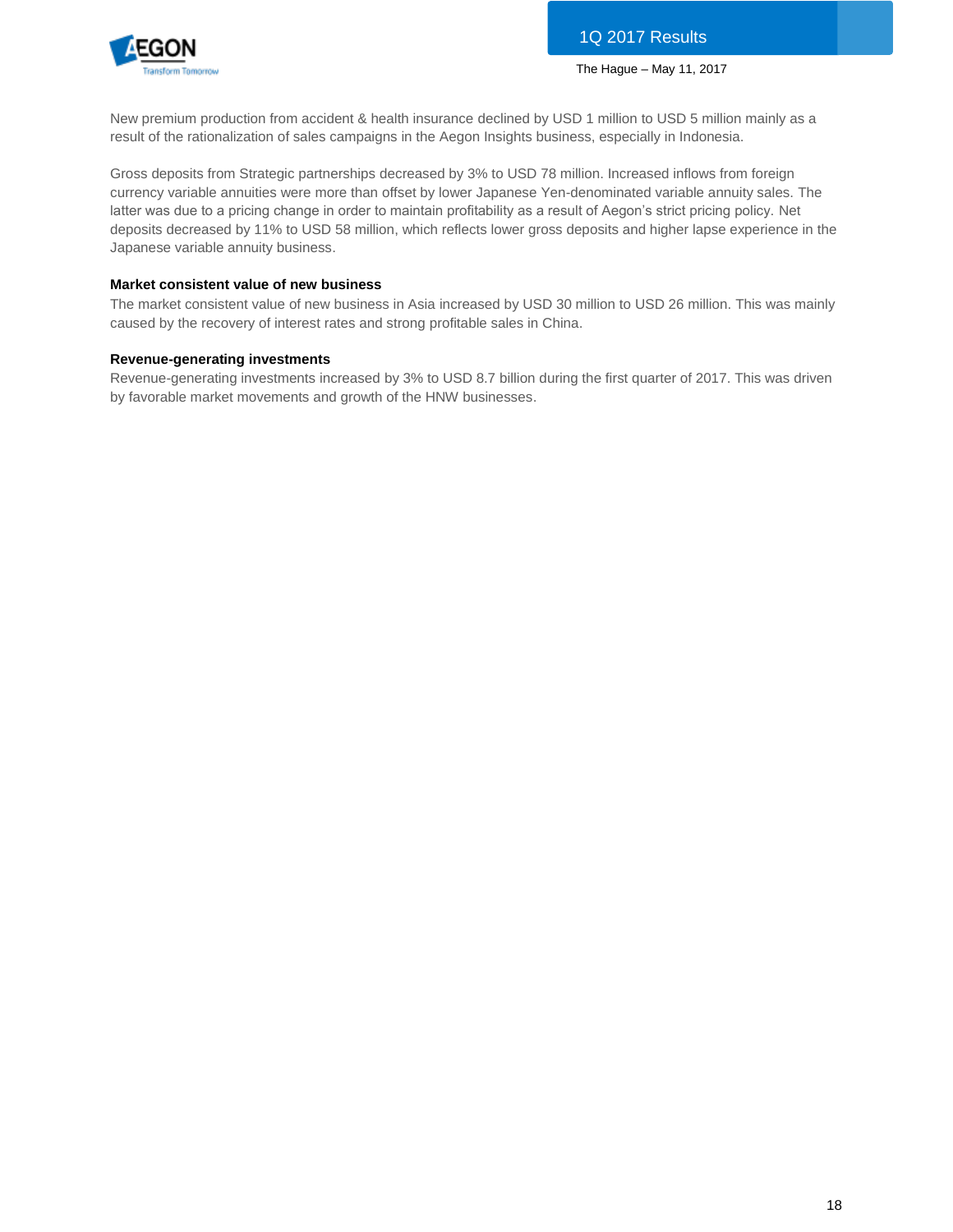New premium production from accident & health insurance declined by USD 1 million to USD 5 million mainly as a result of the rationalization of sales campaigns in the Aegon Insights business, especially in Indonesia.

Gross deposits from Strategic partnerships decreased by 3% to USD 78 million. Increased inflows from foreign currency variable annuities were more than offset by lower Japanese Yen-denominated variable annuity sales. The latter was due to a pricing change in order to maintain profitability as a result of Aegon's strict pricing policy. Net deposits decreased by 11% to USD 58 million, which reflects lower gross deposits and higher lapse experience in the Japanese variable annuity business.

**Market consistent value of new business**

The market consistent value of new business in Asia increased by USD 30 million to USD 26 million. This was mainly caused by the recovery of interest rates and strong profitable sales in China.

**Revenue-generating investments**

Revenue-generating investments increased by 3% to USD 8.7 billion during the first quarter of 2017. This was driven by favorable market movements and growth of the HNW businesses.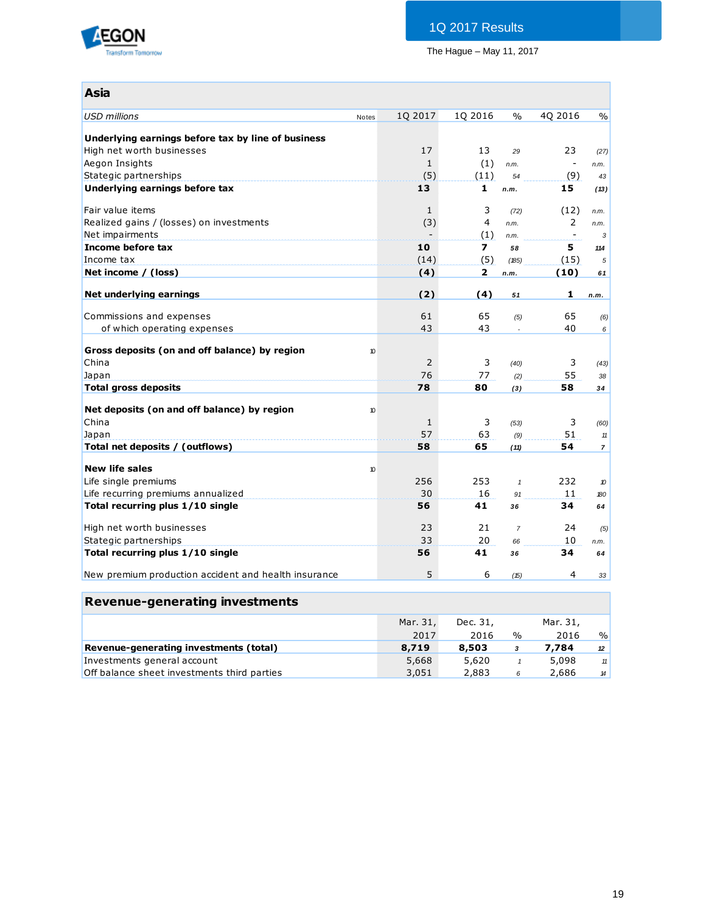## Asia

| USD millions | Notes | 1Q 2017 | 1Q 2016 | % | 4Q 2016 | % |
|---|---|---|---|---|---|---|
| **Underlying earnings before tax by line of business** | | | | | | |
| High net worth businesses | | 17 | 13 | 29 | 23 | (27) |
| Aegon Insights | | 1 | (1) | n.m. | - | n.m. |
| Stategic partnerships | | (5) | (11) | 54 | (9) | 43 |
| **Underlying earnings before tax** | | **13** | **1** | **n.m.** | **15** | **(13)** |
| | | | | | | |
| Fair value items | | 1 | 3 | (72) | (12) | n.m. |
| Realized gains / (losses) on investments | | (3) | 4 | n.m. | 2 | n.m. |
| Net impairments | | - | (1) | n.m. | - | 3 |
| **Income before tax** | | **10** | **7** | **58** | **5** | **114** |
| Income tax | | (14) | (5) | (185) | (15) | 5 |
| **Net income / (loss)** | | **(4)** | **2** | **n.m.** | **(10)** | **61** |
| | | | | | | |
| **Net underlying earnings** | | **(2)** | **(4)** | **51** | **1** | **n.m.** |
| | | | | | | |
| Commissions and expenses | | 61 | 65 | (5) | 65 | (6) |
| of which operating expenses | | 43 | 43 | - | 40 | 6 |
| | | | | | | |
| **Gross deposits (on and off balance) by region** | 10 | | | | | |
| China | | 2 | 3 | (40) | 3 | (43) |
| Japan | | 76 | 77 | (2) | 55 | 38 |
| **Total gross deposits** | | **78** | **80** | **(3)** | **58** | **34** |
| | | | | | | |
| **Net deposits (on and off balance) by region** | 10 | | | | | |
| China | | 1 | 3 | (53) | 3 | (60) |
| Japan | | 57 | 63 | (9) | 51 | 11 |
| **Total net deposits / (outflows)** | | **58** | **65** | **(11)** | **54** | **7** |
| | | | | | | |
| **New life sales** | 10 | | | | | |
| Life single premiums | | 256 | 253 | 1 | 232 | 10 |
| Life recurring premiums annualized | | 30 | 16 | 91 | 11 | 180 |
| **Total recurring plus 1/10 single** | | **56** | **41** | **36** | **34** | **64** |
| | | | | | | |
| High net worth businesses | | 23 | 21 | 7 | 24 | (5) |
| Stategic partnerships | | 33 | 20 | 66 | 10 | n.m. |
| **Total recurring plus 1/10 single** | | **56** | **41** | **36** | **34** | **64** |
| | | | | | | |
| New premium production accident and health insurance | | 5 | 6 | (15) | 4 | 33 |

## Revenue-generating investments

| | Mar. 31, 2017 | Dec. 31, 2016 | % | Mar. 31, 2016 | % |
|---|---|---|---|---|---|
| **Revenue-generating investments (total)** | **8,719** | **8,503** | **3** | **7,784** | **12** |
| Investments general account | 5,668 | 5,620 | 1 | 5,098 | 11 |
| Off balance sheet investments third parties | 3,051 | 2,883 | 6 | 2,686 | 14 |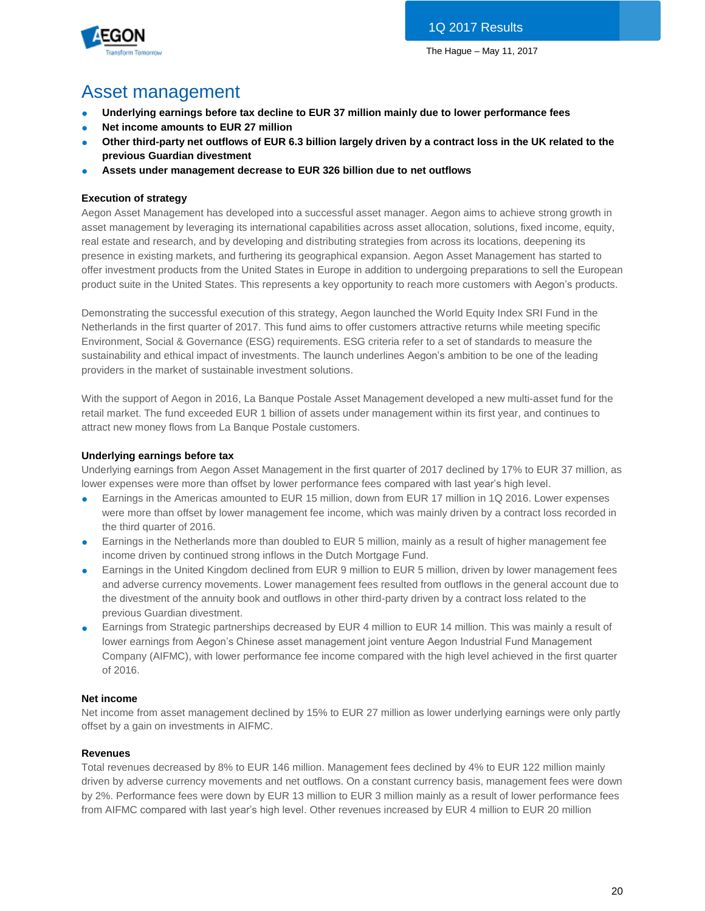# Asset management

- **Underlying earnings before tax decline to EUR 37 million mainly due to lower performance fees**
- **Net income amounts to EUR 27 million**
- **Other third-party net outflows of EUR 6.3 billion largely driven by a contract loss in the UK related to the previous Guardian divestment**
- **Assets under management decrease to EUR 326 billion due to net outflows**

### Execution of strategy

Aegon Asset Management has developed into a successful asset manager. Aegon aims to achieve strong growth in asset management by leveraging its international capabilities across asset allocation, solutions, fixed income, equity, real estate and research, and by developing and distributing strategies from across its locations, deepening its presence in existing markets, and furthering its geographical expansion. Aegon Asset Management has started to offer investment products from the United States in Europe in addition to undergoing preparations to sell the European product suite in the United States. This represents a key opportunity to reach more customers with Aegon's products.

Demonstrating the successful execution of this strategy, Aegon launched the World Equity Index SRI Fund in the Netherlands in the first quarter of 2017. This fund aims to offer customers attractive returns while meeting specific Environment, Social & Governance (ESG) requirements. ESG criteria refer to a set of standards to measure the sustainability and ethical impact of investments. The launch underlines Aegon's ambition to be one of the leading providers in the market of sustainable investment solutions.

With the support of Aegon in 2016, La Banque Postale Asset Management developed a new multi-asset fund for the retail market. The fund exceeded EUR 1 billion of assets under management within its first year, and continues to attract new money flows from La Banque Postale customers.

### Underlying earnings before tax

Underlying earnings from Aegon Asset Management in the first quarter of 2017 declined by 17% to EUR 37 million, as lower expenses were more than offset by lower performance fees compared with last year's high level.

- Earnings in the Americas amounted to EUR 15 million, down from EUR 17 million in 1Q 2016. Lower expenses were more than offset by lower management fee income, which was mainly driven by a contract loss recorded in the third quarter of 2016.
- Earnings in the Netherlands more than doubled to EUR 5 million, mainly as a result of higher management fee income driven by continued strong inflows in the Dutch Mortgage Fund.
- Earnings in the United Kingdom declined from EUR 9 million to EUR 5 million, driven by lower management fees and adverse currency movements. Lower management fees resulted from outflows in the general account due to the divestment of the annuity book and outflows in other third-party driven by a contract loss related to the previous Guardian divestment.
- Earnings from Strategic partnerships decreased by EUR 4 million to EUR 14 million. This was mainly a result of lower earnings from Aegon's Chinese asset management joint venture Aegon Industrial Fund Management Company (AIFMC), with lower performance fee income compared with the high level achieved in the first quarter of 2016.

### Net income

Net income from asset management declined by 15% to EUR 27 million as lower underlying earnings were only partly offset by a gain on investments in AIFMC.

### Revenues

Total revenues decreased by 8% to EUR 146 million. Management fees declined by 4% to EUR 122 million mainly driven by adverse currency movements and net outflows. On a constant currency basis, management fees were down by 2%. Performance fees were down by EUR 13 million to EUR 3 million mainly as a result of lower performance fees from AIFMC compared with last year's high level. Other revenues increased by EUR 4 million to EUR 20 million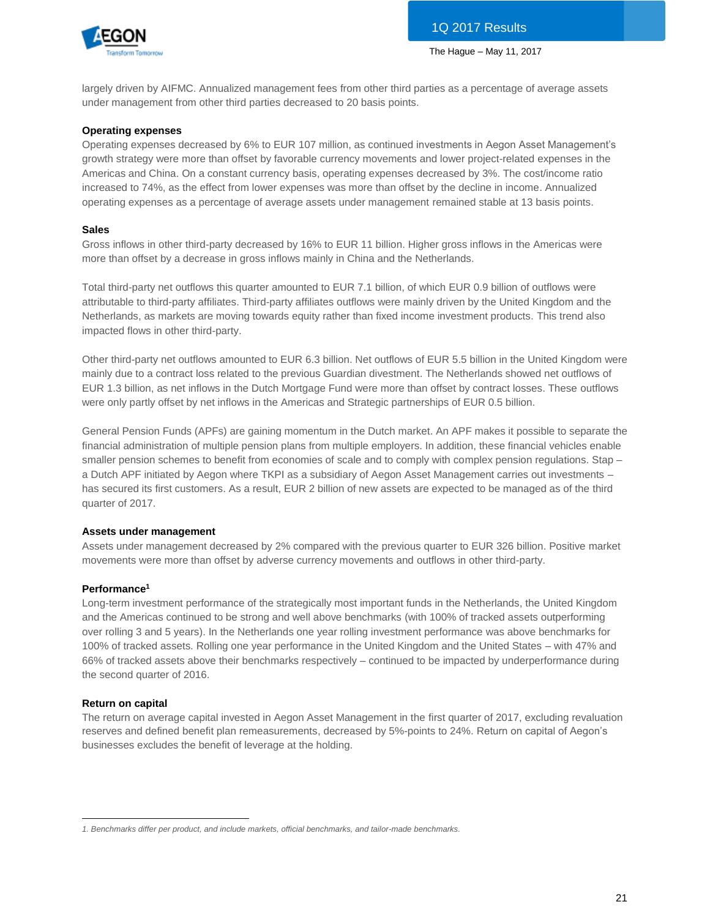largely driven by AIFMC. Annualized management fees from other third parties as a percentage of average assets under management from other third parties decreased to 20 basis points.

**Operating expenses**

Operating expenses decreased by 6% to EUR 107 million, as continued investments in Aegon Asset Management's growth strategy were more than offset by favorable currency movements and lower project-related expenses in the Americas and China. On a constant currency basis, operating expenses decreased by 3%. The cost/income ratio increased to 74%, as the effect from lower expenses was more than offset by the decline in income. Annualized operating expenses as a percentage of average assets under management remained stable at 13 basis points.

**Sales**

Gross inflows in other third-party decreased by 16% to EUR 11 billion. Higher gross inflows in the Americas were more than offset by a decrease in gross inflows mainly in China and the Netherlands.

Total third-party net outflows this quarter amounted to EUR 7.1 billion, of which EUR 0.9 billion of outflows were attributable to third-party affiliates. Third-party affiliates outflows were mainly driven by the United Kingdom and the Netherlands, as markets are moving towards equity rather than fixed income investment products. This trend also impacted flows in other third-party.

Other third-party net outflows amounted to EUR 6.3 billion. Net outflows of EUR 5.5 billion in the United Kingdom were mainly due to a contract loss related to the previous Guardian divestment. The Netherlands showed net outflows of EUR 1.3 billion, as net inflows in the Dutch Mortgage Fund were more than offset by contract losses. These outflows were only partly offset by net inflows in the Americas and Strategic partnerships of EUR 0.5 billion.

General Pension Funds (APFs) are gaining momentum in the Dutch market. An APF makes it possible to separate the financial administration of multiple pension plans from multiple employers. In addition, these financial vehicles enable smaller pension schemes to benefit from economies of scale and to comply with complex pension regulations. Stap – a Dutch APF initiated by Aegon where TKPI as a subsidiary of Aegon Asset Management carries out investments – has secured its first customers. As a result, EUR 2 billion of new assets are expected to be managed as of the third quarter of 2017.

**Assets under management**

Assets under management decreased by 2% compared with the previous quarter to EUR 326 billion. Positive market movements were more than offset by adverse currency movements and outflows in other third-party.

**Performance**[1]

Long-term investment performance of the strategically most important funds in the Netherlands, the United Kingdom and the Americas continued to be strong and well above benchmarks (with 100% of tracked assets outperforming over rolling 3 and 5 years). In the Netherlands one year rolling investment performance was above benchmarks for 100% of tracked assets. Rolling one year performance in the United Kingdom and the United States – with 47% and 66% of tracked assets above their benchmarks respectively – continued to be impacted by underperformance during the second quarter of 2016.

**Return on capital**

The return on average capital invested in Aegon Asset Management in the first quarter of 2017, excluding revaluation reserves and defined benefit plan remeasurements, decreased by 5%-points to 24%. Return on capital of Aegon's businesses excludes the benefit of leverage at the holding.

---

*1. Benchmarks differ per product, and include markets, official benchmarks, and tailor-made benchmarks.*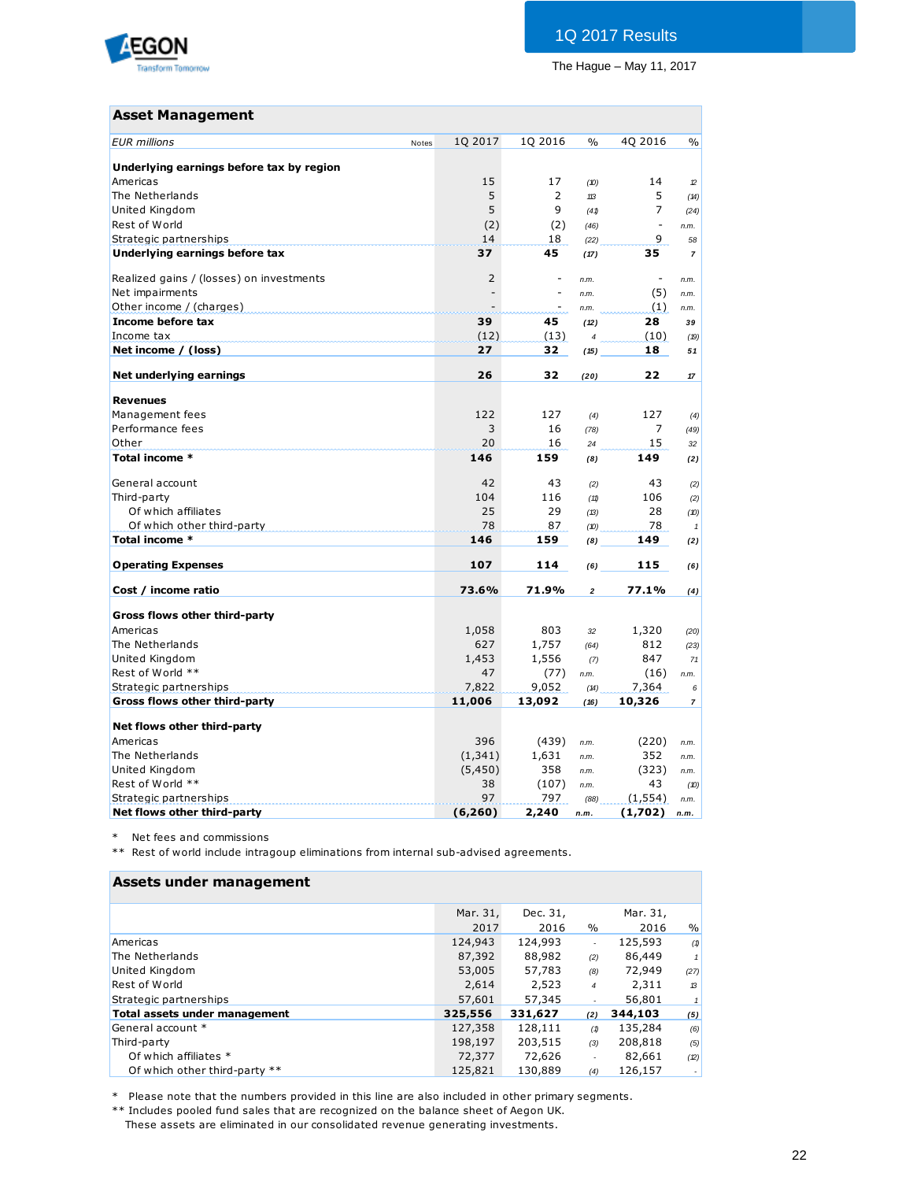## Asset Management

| EUR millions | Notes | 1Q 2017 | 1Q 2016 | % | 4Q 2016 | % |
|---|---|---|---|---|---|---|
| **Underlying earnings before tax by region** | | | | | | |
| Americas | | 15 | 17 | (10) | 14 | 12 |
| The Netherlands | | 5 | 2 | 113 | 5 | (14) |
| United Kingdom | | 5 | 9 | (41) | 7 | (24) |
| Rest of World | | (2) | (2) | (46) | - | n.m. |
| Strategic partnerships | | 14 | 18 | (22) | 9 | 58 |
| **Underlying earnings before tax** | | **37** | **45** | **(17)** | **35** | **7** |
| | | | | | | |
| Realized gains / (losses) on investments | | 2 | - | n.m. | - | n.m. |
| Net impairments | | - | - | n.m. | (5) | n.m. |
| Other income / (charges) | | - | - | n.m. | (1) | n.m. |
| **Income before tax** | | **39** | **45** | **(12)** | **28** | **39** |
| Income tax | | (12) | (13) | 4 | (10) | (19) |
| **Net income / (loss)** | | **27** | **32** | **(15)** | **18** | **51** |
| | | | | | | |
| **Net underlying earnings** | | **26** | **32** | **(20)** | **22** | **17** |
| | | | | | | |
| **Revenues** | | | | | | |
| Management fees | | 122 | 127 | (4) | 127 | (4) |
| Performance fees | | 3 | 16 | (78) | 7 | (49) |
| Other | | 20 | 16 | 24 | 15 | 32 |
| **Total income *** | | **146** | **159** | **(8)** | **149** | **(2)** |
| | | | | | | |
| General account | | 42 | 43 | (2) | 43 | (2) |
| Third-party | | 104 | 116 | (11) | 106 | (2) |
| Of which affiliates | | 25 | 29 | (13) | 28 | (10) |
| Of which other third-party | | 78 | 87 | (10) | 78 | 1 |
| **Total income *** | | **146** | **159** | **(8)** | **149** | **(2)** |
| | | | | | | |
| **Operating Expenses** | | **107** | **114** | **(6)** | **115** | **(6)** |
| | | | | | | |
| **Cost / income ratio** | | **73.6%** | **71.9%** | **2** | **77.1%** | **(4)** |
| | | | | | | |
| **Gross flows other third-party** | | | | | | |
| Americas | | 1,058 | 803 | 32 | 1,320 | (20) |
| The Netherlands | | 627 | 1,757 | (64) | 812 | (23) |
| United Kingdom | | 1,453 | 1,556 | (7) | 847 | 71 |
| Rest of World ** | | 47 | (77) | n.m. | (16) | n.m. |
| Strategic partnerships | | 7,822 | 9,052 | (14) | 7,364 | 6 |
| **Gross flows other third-party** | | **11,006** | **13,092** | **(16)** | **10,326** | **7** |
| | | | | | | |
| **Net flows other third-party** | | | | | | |
| Americas | | 396 | (439) | n.m. | (220) | n.m. |
| The Netherlands | | (1,341) | 1,631 | n.m. | 352 | n.m. |
| United Kingdom | | (5,450) | 358 | n.m. | (323) | n.m. |
| Rest of World ** | | 38 | (107) | n.m. | 43 | (10) |
| Strategic partnerships | | 97 | 797 | (88) | (1,554) | n.m. |
| **Net flows other third-party** | | **(6,260)** | **2,240** | **n.m.** | **(1,702)** | **n.m.** |

\* Net fees and commissions
** Rest of world include intragoup eliminations from internal sub-advised agreements.

## Assets under management

| | Mar. 31, 2017 | Dec. 31, 2016 | % | Mar. 31, 2016 | % |
|---|---|---|---|---|---|
| Americas | 124,943 | 124,993 | - | 125,593 | (1) |
| The Netherlands | 87,392 | 88,982 | (2) | 86,449 | 1 |
| United Kingdom | 53,005 | 57,783 | (8) | 72,949 | (27) |
| Rest of World | 2,614 | 2,523 | 4 | 2,311 | 13 |
| Strategic partnerships | 57,601 | 57,345 | - | 56,801 | 1 |
| **Total assets under management** | **325,556** | **331,627** | **(2)** | **344,103** | **(5)** |
| General account * | 127,358 | 128,111 | (1) | 135,284 | (6) |
| Third-party | 198,197 | 203,515 | (3) | 208,818 | (5) |
| Of which affiliates * | 72,377 | 72,626 | - | 82,661 | (12) |
| Of which other third-party ** | 125,821 | 130,889 | (4) | 126,157 | - |

\* Please note that the numbers provided in this line are also included in other primary segments.
** Includes pooled fund sales that are recognized on the balance sheet of Aegon UK.
These assets are eliminated in our consolidated revenue generating investments.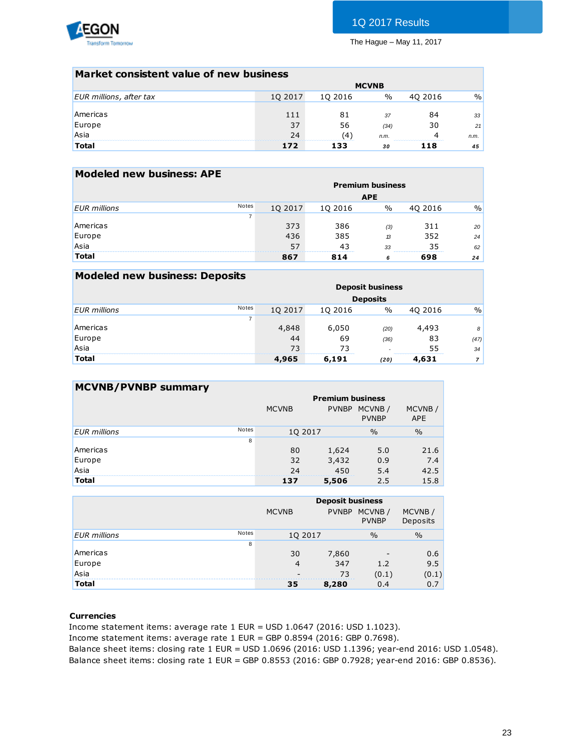## Market consistent value of new business

| EUR millions, after tax | MCVNB | | | | |
|---|---|---|---|---|---|
| | 1Q 2017 | 1Q 2016 | % | 4Q 2016 | % |
| Americas | 111 | 81 | 37 | 84 | 33 |
| Europe | 37 | 56 | (34) | 30 | 21 |
| Asia | 24 | (4) | n.m. | 4 | n.m. |
| **Total** | **172** | **133** | **30** | **118** | **45** |

## Modeled new business: APE

| EUR millions | Notes | Premium business APE | | | | |
|---|---|---|---|---|---|---|
| | | 1Q 2017 | 1Q 2016 | % | 4Q 2016 | % |
| | 7 | | | | | |
| Americas | | 373 | 386 | (3) | 311 | 20 |
| Europe | | 436 | 385 | 13 | 352 | 24 |
| Asia | | 57 | 43 | 33 | 35 | 62 |
| **Total** | | **867** | **814** | **6** | **698** | **24** |

## Modeled new business: Deposits

| EUR millions | Notes | Deposit business Deposits | | | | |
|---|---|---|---|---|---|---|
| | | 1Q 2017 | 1Q 2016 | % | 4Q 2016 | % |
| | 7 | | | | | |
| Americas | | 4,848 | 6,050 | (20) | 4,493 | 8 |
| Europe | | 44 | 69 | (36) | 83 | (47) |
| Asia | | 73 | 73 | - | 55 | 34 |
| **Total** | | **4,965** | **6,191** | **(20)** | **4,631** | **7** |

## MCVNB/PVNBP summary

| | | Premium business | | | |
|---|---|---|---|---|---|
| | | MCVNB | PVNBP | MCVNB / PVNBP | MCVNB / APE |
| EUR millions | Notes | 1Q 2017 | | % | % |
| | 8 | | | | |
| Americas | | 80 | 1,624 | 5.0 | 21.6 |
| Europe | | 32 | 3,432 | 0.9 | 7.4 |
| Asia | | 24 | 450 | 5.4 | 42.5 |
| **Total** | | **137** | **5,506** | 2.5 | 15.8 |

| | | Deposit business | | | |
|---|---|---|---|---|---|
| | | MCVNB | PVNBP | MCVNB / PVNBP | MCVNB / Deposits |
| EUR millions | Notes | 1Q 2017 | | % | % |
| | 8 | | | | |
| Americas | | 30 | 7,860 | - | 0.6 |
| Europe | | 4 | 347 | 1.2 | 9.5 |
| Asia | | - | 73 | (0.1) | (0.1) |
| **Total** | | **35** | **8,280** | 0.4 | 0.7 |

**Currencies**

Income statement items: average rate 1 EUR = USD 1.0647 (2016: USD 1.1023).
Income statement items: average rate 1 EUR = GBP 0.8594 (2016: GBP 0.7698).
Balance sheet items: closing rate 1 EUR = USD 1.0696 (2016: USD 1.1396; year-end 2016: USD 1.0548).
Balance sheet items: closing rate 1 EUR = GBP 0.8553 (2016: GBP 0.7928; year-end 2016: GBP 0.8536).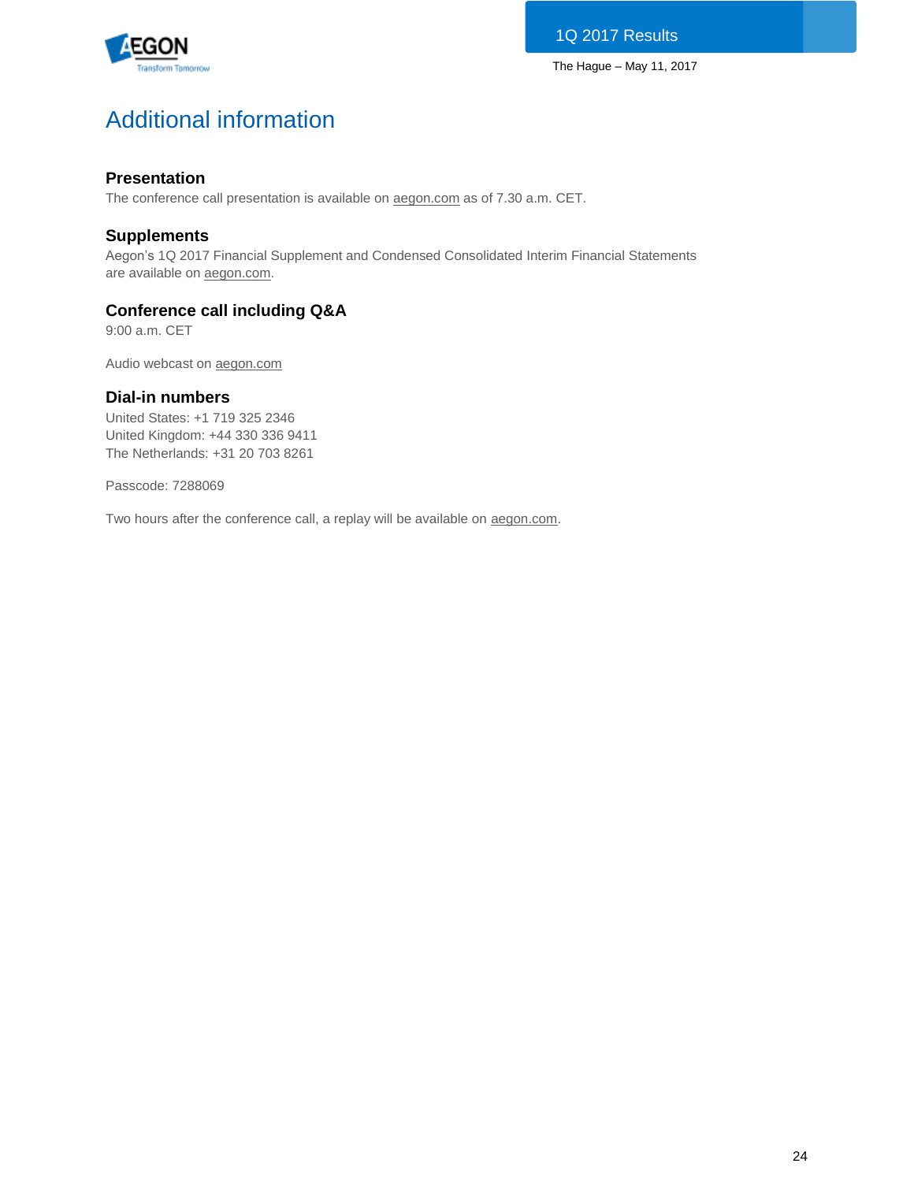# Additional information

### Presentation

The conference call presentation is available on aegon.com as of 7.30 a.m. CET.

### Supplements

Aegon's 1Q 2017 Financial Supplement and Condensed Consolidated Interim Financial Statements are available on aegon.com.

### Conference call including Q&A

9:00 a.m. CET

Audio webcast on aegon.com

### Dial-in numbers

United States: +1 719 325 2346
United Kingdom: +44 330 336 9411
The Netherlands: +31 20 703 8261

Passcode: 7288069

Two hours after the conference call, a replay will be available on aegon.com.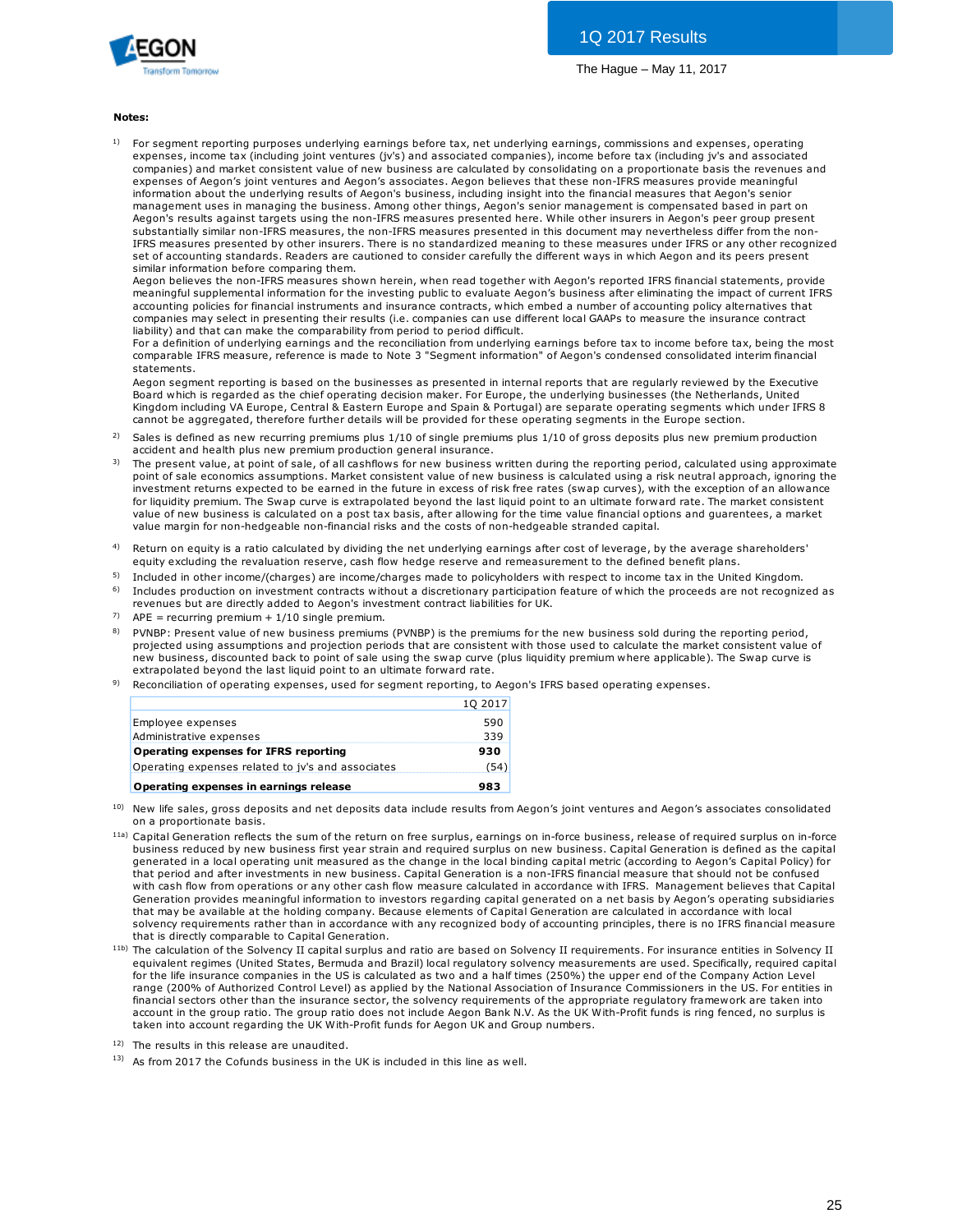**Notes:**

1) For segment reporting purposes underlying earnings before tax, net underlying earnings, commissions and expenses, operating expenses, income tax (including joint ventures (jv's) and associated companies), income before tax (including jv's and associated companies) and market consistent value of new business are calculated by consolidating on a proportionate basis the revenues and expenses of Aegon's joint ventures and Aegon's associates. Aegon believes that these non-IFRS measures provide meaningful information about the underlying results of Aegon's business, including insight into the financial measures that Aegon's senior management uses in managing the business. Among other things, Aegon's senior management is compensated based in part on Aegon's results against targets using the non-IFRS measures presented here. While other insurers in Aegon's peer group present substantially similar non-IFRS measures, the non-IFRS measures presented in this document may nevertheless differ from the non-IFRS measures presented by other insurers. There is no standardized meaning to these measures under IFRS or any other recognized set of accounting standards. Readers are cautioned to consider carefully the different ways in which Aegon and its peers present similar information before comparing them.
Aegon believes the non-IFRS measures shown herein, when read together with Aegon's reported IFRS financial statements, provide meaningful supplemental information for the investing public to evaluate Aegon's business after eliminating the impact of current IFRS accounting policies for financial instruments and insurance contracts, which embed a number of accounting policy alternatives that companies may select in presenting their results (i.e. companies can use different local GAAPs to measure the insurance contract liability) and that can make the comparability from period to period difficult.
For a definition of underlying earnings and the reconciliation from underlying earnings before tax to income before tax, being the most comparable IFRS measure, reference is made to Note 3 "Segment information" of Aegon's condensed consolidated interim financial statements.
Aegon segment reporting is based on the businesses as presented in internal reports that are regularly reviewed by the Executive Board which is regarded as the chief operating decision maker. For Europe, the underlying businesses (the Netherlands, United Kingdom including VA Europe, Central & Eastern Europe and Spain & Portugal) are separate operating segments which under IFRS 8 cannot be aggregated, therefore further details will be provided for these operating segments in the Europe section.

2) Sales is defined as new recurring premiums plus 1/10 of single premiums plus 1/10 of gross deposits plus new premium production accident and health plus new premium production general insurance.

3) The present value, at point of sale, of all cashflows for new business written during the reporting period, calculated using approximate point of sale economics assumptions. Market consistent value of new business is calculated using a risk neutral approach, ignoring the investment returns expected to be earned in the future in excess of risk free rates (swap curves), with the exception of an allowance for liquidity premium. The Swap curve is extrapolated beyond the last liquid point to an ultimate forward rate. The market consistent value of new business is calculated on a post tax basis, after allowing for the time value financial options and guarentees, a market value margin for non-hedgeable non-financial risks and the costs of non-hedgeable stranded capital.

4) Return on equity is a ratio calculated by dividing the net underlying earnings after cost of leverage, by the average shareholders' equity excluding the revaluation reserve, cash flow hedge reserve and remeasurement to the defined benefit plans.

5) Included in other income/(charges) are income/charges made to policyholders with respect to income tax in the United Kingdom.

6) Includes production on investment contracts without a discretionary participation feature of which the proceeds are not recognized as revenues but are directly added to Aegon's investment contract liabilities for UK.

7) APE = recurring premium + 1/10 single premium.

8) PVNBP: Present value of new business premiums (PVNBP) is the premiums for the new business sold during the reporting period, projected using assumptions and projection periods that are consistent with those used to calculate the market consistent value of new business, discounted back to point of sale using the swap curve (plus liquidity premium where applicable). The Swap curve is extrapolated beyond the last liquid point to an ultimate forward rate.

9) Reconciliation of operating expenses, used for segment reporting, to Aegon's IFRS based operating expenses.

| | 1Q 2017 |
|---|---|
| Employee expenses | 590 |
| Administrative expenses | 339 |
| **Operating expenses for IFRS reporting** | **930** |
| Operating expenses related to jv's and associates | (54) |
| **Operating expenses in earnings release** | **983** |

10) New life sales, gross deposits and net deposits data include results from Aegon's joint ventures and Aegon's associates consolidated on a proportionate basis.

11a) Capital Generation reflects the sum of the return on free surplus, earnings on in-force business, release of required surplus on in-force business reduced by new business first year strain and required surplus on new business. Capital Generation is defined as the capital generated in a local operating unit measured as the change in the local binding capital metric (according to Aegon's Capital Policy) for that period and after investments in new business. Capital Generation is a non-IFRS financial measure that should not be confused with cash flow from operations or any other cash flow measure calculated in accordance with IFRS. Management believes that Capital Generation provides meaningful information to investors regarding capital generated on a net basis by Aegon's operating subsidiaries that may be available at the holding company. Because elements of Capital Generation are calculated in accordance with local solvency requirements rather than in accordance with any recognized body of accounting principles, there is no IFRS financial measure that is directly comparable to Capital Generation.

11b) The calculation of the Solvency II capital surplus and ratio are based on Solvency II requirements. For insurance entities in Solvency II equivalent regimes (United States, Bermuda and Brazil) local regulatory solvency measurements are used. Specifically, required capital for the life insurance companies in the US is calculated as two and a half times (250%) the upper end of the Company Action Level range (200% of Authorized Control Level) as applied by the National Association of Insurance Commissioners in the US. For entities in financial sectors other than the insurance sector, the solvency requirements of the appropriate regulatory framework are taken into account in the group ratio. The group ratio does not include Aegon Bank N.V. As the UK With-Profit funds is ring fenced, no surplus is taken into account regarding the UK With-Profit funds for Aegon UK and Group numbers.

12) The results in this release are unaudited.

13) As from 2017 the Cofunds business in the UK is included in this line as well.